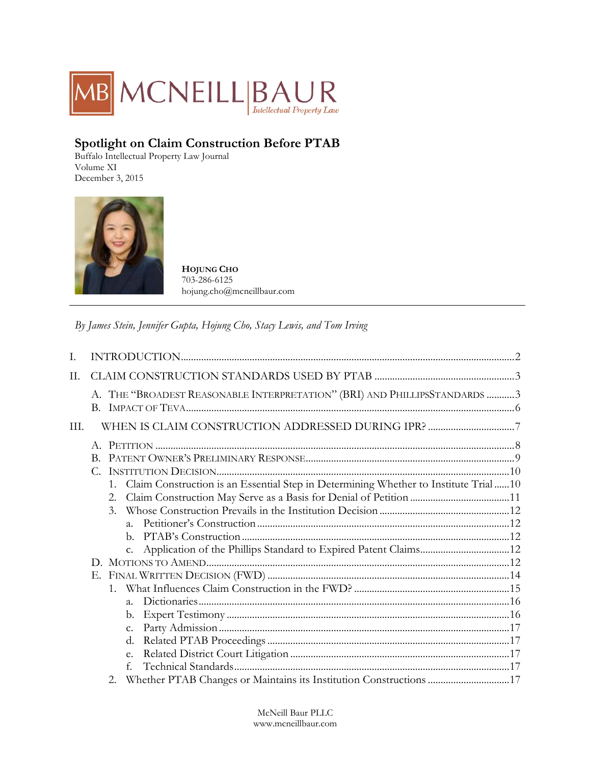MCNEILL BAUR
Intellectual Property Law

## Spotlight on Claim Construction Before PTAB

Buffalo Intellectual Property Law Journal
Volume XI
December 3, 2015

**HOJUNG CHO**
703-286-6125
hojung.cho@mcneillbaur.com

---

*By James Stein, Jennifer Gupta, Hojung Cho, Stacy Lewis, and Tom Irving*

I. INTRODUCTION ........ 2

II. CLAIM CONSTRUCTION STANDARDS USED BY PTAB ........ 3

- A. THE "BROADEST REASONABLE INTERPRETATION" (BRI) AND PHILLIPSSTANDARDS ........ 3
- B. IMPACT OF TEVA ........ 6

III. WHEN IS CLAIM CONSTRUCTION ADDRESSED DURING IPR? ........ 7

- A. PETITION ........ 8
- B. PATENT OWNER'S PRELIMINARY RESPONSE ........ 9
- C. INSTITUTION DECISION ........ 10
  1. Claim Construction is an Essential Step in Determining Whether to Institute Trial ........ 10
  2. Claim Construction May Serve as a Basis for Denial of Petition ........ 11
  3. Whose Construction Prevails in the Institution Decision ........ 12
     - a. Petitioner's Construction ........ 12
     - b. PTAB's Construction ........ 12
     - c. Application of the Phillips Standard to Expired Patent Claims ........ 12
- D. MOTIONS TO AMEND ........ 12
- E. FINAL WRITTEN DECISION (FWD) ........ 14
  1. What Influences Claim Construction in the FWD? ........ 15
     - a. Dictionaries ........ 16
     - b. Expert Testimony ........ 16
     - c. Party Admission ........ 17
     - d. Related PTAB Proceedings ........ 17
     - e. Related District Court Litigation ........ 17
     - f. Technical Standards ........ 17
  2. Whether PTAB Changes or Maintains its Institution Constructions ........ 17

McNeill Baur PLLC
www.mcneillbaur.com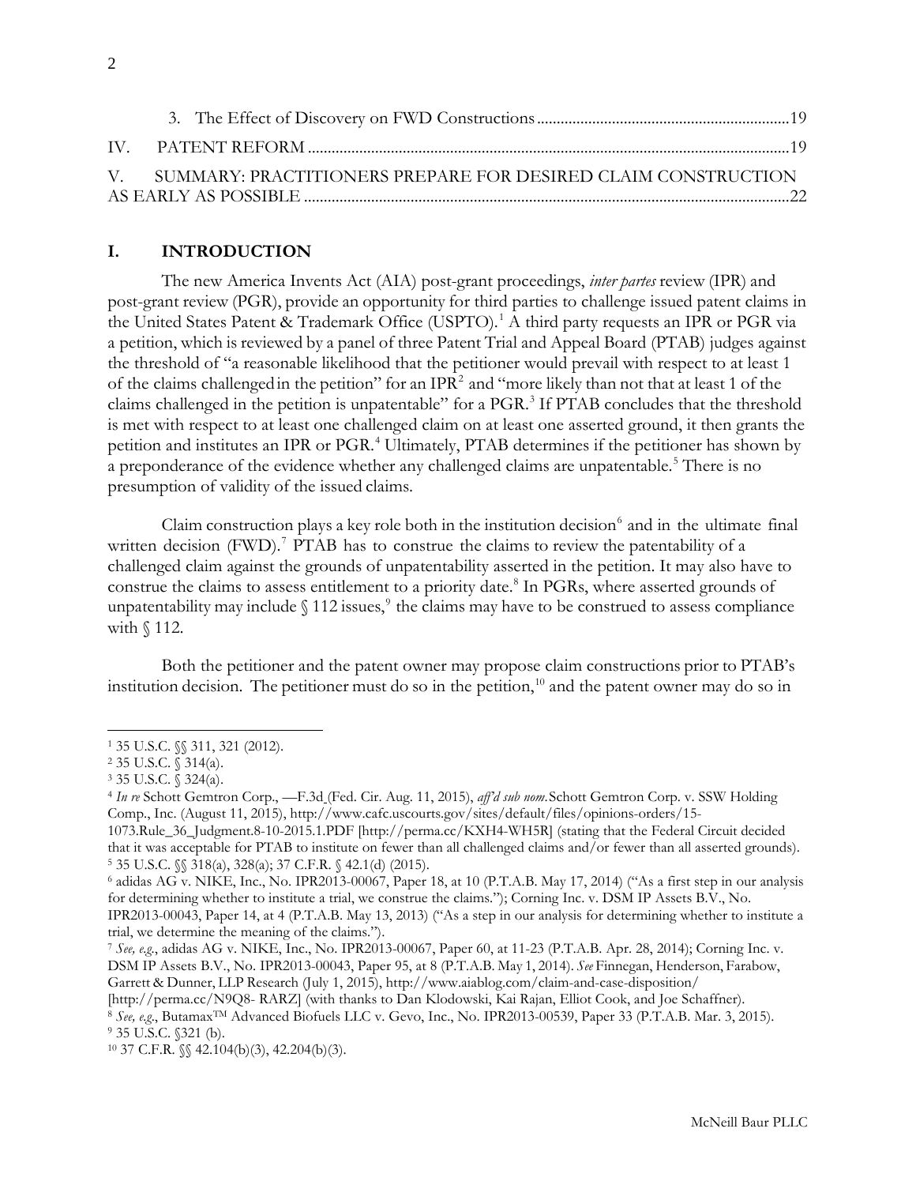3. The Effect of Discovery on FWD Constructions ............................................................... 19

IV. PATENT REFORM ........................................................................................................................ 19

V. SUMMARY: PRACTITIONERS PREPARE FOR DESIRED CLAIM CONSTRUCTION AS EARLY AS POSSIBLE ......................................................................................................................... 22

## I. INTRODUCTION

The new America Invents Act (AIA) post-grant proceedings, *inter partes* review (IPR) and post-grant review (PGR), provide an opportunity for third parties to challenge issued patent claims in the United States Patent & Trademark Office (USPTO).[1] A third party requests an IPR or PGR via a petition, which is reviewed by a panel of three Patent Trial and Appeal Board (PTAB) judges against the threshold of "a reasonable likelihood that the petitioner would prevail with respect to at least 1 of the claims challenged in the petition" for an IPR[2] and "more likely than not that at least 1 of the claims challenged in the petition is unpatentable" for a PGR.[3] If PTAB concludes that the threshold is met with respect to at least one challenged claim on at least one asserted ground, it then grants the petition and institutes an IPR or PGR.[4] Ultimately, PTAB determines if the petitioner has shown by a preponderance of the evidence whether any challenged claims are unpatentable.[5] There is no presumption of validity of the issued claims.

Claim construction plays a key role both in the institution decision[6] and in the ultimate final written decision (FWD).[7] PTAB has to construe the claims to review the patentability of a challenged claim against the grounds of unpatentability asserted in the petition. It may also have to construe the claims to assess entitlement to a priority date.[8] In PGRs, where asserted grounds of unpatentability may include § 112 issues,[9] the claims may have to be construed to assess compliance with § 112.

Both the petitioner and the patent owner may propose claim constructions prior to PTAB's institution decision. The petitioner must do so in the petition,[10] and the patent owner may do so in

---

[1] 35 U.S.C. §§ 311, 321 (2012).

[2] 35 U.S.C. § 314(a).

[3] 35 U.S.C. § 324(a).

[4] *In re* Schott Gemtron Corp., —F.3d (Fed. Cir. Aug. 11, 2015), *aff'd sub nom.* Schott Gemtron Corp. v. SSW Holding Comp., Inc. (August 11, 2015), http://www.cafc.uscourts.gov/sites/default/files/opinions-orders/15-1073.Rule_36_Judgment.8-10-2015.1.PDF [http://perma.cc/KXH4-WH5R] (stating that the Federal Circuit decided that it was acceptable for PTAB to institute on fewer than all challenged claims and/or fewer than all asserted grounds).

[5] 35 U.S.C. §§ 318(a), 328(a); 37 C.F.R. § 42.1(d) (2015).

[6] adidas AG v. NIKE, Inc., No. IPR2013-00067, Paper 18, at 10 (P.T.A.B. May 17, 2014) ("As a first step in our analysis for determining whether to institute a trial, we construe the claims."); Corning Inc. v. DSM IP Assets B.V., No. IPR2013-00043, Paper 14, at 4 (P.T.A.B. May 13, 2013) ("As a step in our analysis for determining whether to institute a trial, we determine the meaning of the claims.").

[7] *See, e.g.*, adidas AG v. NIKE, Inc., No. IPR2013-00067, Paper 60, at 11-23 (P.T.A.B. Apr. 28, 2014); Corning Inc. v. DSM IP Assets B.V., No. IPR2013-00043, Paper 95, at 8 (P.T.A.B. May 1, 2014). *See* Finnegan, Henderson, Farabow, Garrett & Dunner, LLP Research (July 1, 2015), http://www.aiablog.com/claim-and-case-disposition/ [http://perma.cc/N9Q8- RARZ] (with thanks to Dan Klodowski, Kai Rajan, Elliot Cook, and Joe Schaffner).

[8] *See, e.g.*, Butamax™ Advanced Biofuels LLC v. Gevo, Inc., No. IPR2013-00539, Paper 33 (P.T.A.B. Mar. 3, 2015).

[9] 35 U.S.C. §321 (b).

[10] 37 C.F.R. §§ 42.104(b)(3), 42.204(b)(3).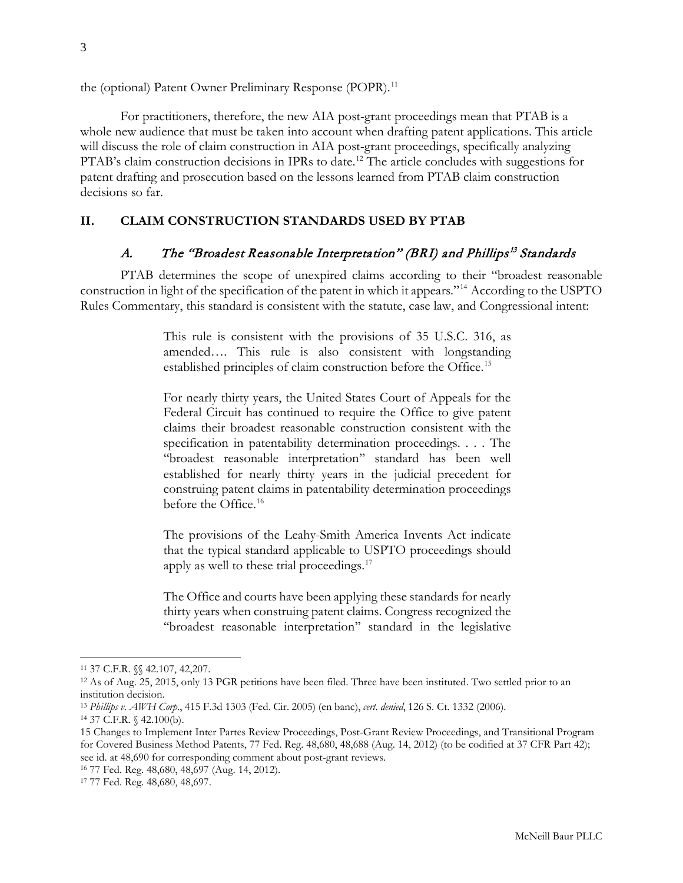the (optional) Patent Owner Preliminary Response (POPR).[11]

For practitioners, therefore, the new AIA post-grant proceedings mean that PTAB is a whole new audience that must be taken into account when drafting patent applications. This article will discuss the role of claim construction in AIA post-grant proceedings, specifically analyzing PTAB's claim construction decisions in IPRs to date.[12] The article concludes with suggestions for patent drafting and prosecution based on the lessons learned from PTAB claim construction decisions so far.

## II. CLAIM CONSTRUCTION STANDARDS USED BY PTAB

### *A. The "Broadest Reasonable Interpretation" (BRI) and Phillips[13] Standards*

PTAB determines the scope of unexpired claims according to their "broadest reasonable construction in light of the specification of the patent in which it appears."[14] According to the USPTO Rules Commentary, this standard is consistent with the statute, case law, and Congressional intent:

> This rule is consistent with the provisions of 35 U.S.C. 316, as amended…. This rule is also consistent with longstanding established principles of claim construction before the Office.[15]
>
> For nearly thirty years, the United States Court of Appeals for the Federal Circuit has continued to require the Office to give patent claims their broadest reasonable construction consistent with the specification in patentability determination proceedings. . . . The "broadest reasonable interpretation" standard has been well established for nearly thirty years in the judicial precedent for construing patent claims in patentability determination proceedings before the Office.[16]
>
> The provisions of the Leahy-Smith America Invents Act indicate that the typical standard applicable to USPTO proceedings should apply as well to these trial proceedings.[17]
>
> The Office and courts have been applying these standards for nearly thirty years when construing patent claims. Congress recognized the "broadest reasonable interpretation" standard in the legislative

---

[11] 37 C.F.R. §§ 42.107, 42,207.

[12] As of Aug. 25, 2015, only 13 PGR petitions have been filed. Three have been instituted. Two settled prior to an institution decision.

[13] *Phillips v. AWH Corp*., 415 F.3d 1303 (Fed. Cir. 2005) (en banc), *cert. denied*, 126 S. Ct. 1332 (2006).

[14] 37 C.F.R. § 42.100(b).

[15] Changes to Implement Inter Partes Review Proceedings, Post-Grant Review Proceedings, and Transitional Program for Covered Business Method Patents, 77 Fed. Reg. 48,680, 48,688 (Aug. 14, 2012) (to be codified at 37 CFR Part 42); see id. at 48,690 for corresponding comment about post-grant reviews.

[16] 77 Fed. Reg. 48,680, 48,697 (Aug. 14, 2012).

[17] 77 Fed. Reg. 48,680, 48,697.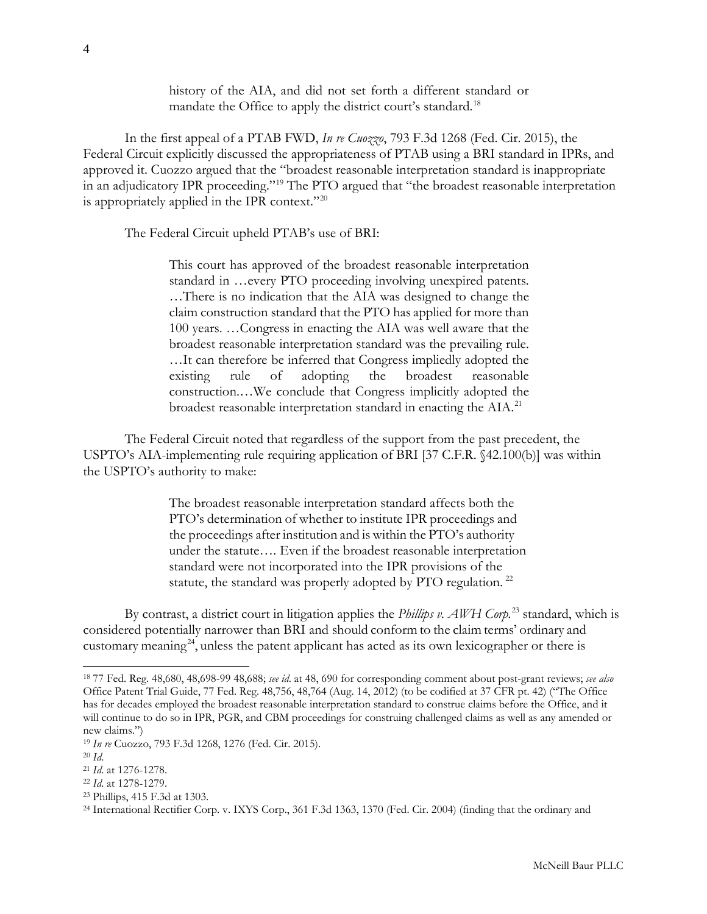> history of the AIA, and did not set forth a different standard or mandate the Office to apply the district court's standard.[18]

In the first appeal of a PTAB FWD, *In re Cuozzo*, 793 F.3d 1268 (Fed. Cir. 2015), the Federal Circuit explicitly discussed the appropriateness of PTAB using a BRI standard in IPRs, and approved it. Cuozzo argued that the "broadest reasonable interpretation standard is inappropriate in an adjudicatory IPR proceeding."[19] The PTO argued that "the broadest reasonable interpretation is appropriately applied in the IPR context."[20]

The Federal Circuit upheld PTAB's use of BRI:

> This court has approved of the broadest reasonable interpretation standard in …every PTO proceeding involving unexpired patents. …There is no indication that the AIA was designed to change the claim construction standard that the PTO has applied for more than 100 years. …Congress in enacting the AIA was well aware that the broadest reasonable interpretation standard was the prevailing rule. …It can therefore be inferred that Congress impliedly adopted the existing rule of adopting the broadest reasonable construction.…We conclude that Congress implicitly adopted the broadest reasonable interpretation standard in enacting the AIA.[21]

The Federal Circuit noted that regardless of the support from the past precedent, the USPTO's AIA-implementing rule requiring application of BRI [37 C.F.R. §42.100(b)] was within the USPTO's authority to make:

> The broadest reasonable interpretation standard affects both the PTO's determination of whether to institute IPR proceedings and the proceedings after institution and is within the PTO's authority under the statute…. Even if the broadest reasonable interpretation standard were not incorporated into the IPR provisions of the statute, the standard was properly adopted by PTO regulation.[22]

By contrast, a district court in litigation applies the *Phillips v. AWH Corp.*[23] standard, which is considered potentially narrower than BRI and should conform to the claim terms' ordinary and customary meaning[24], unless the patent applicant has acted as its own lexicographer or there is

---

[18] 77 Fed. Reg. 48,680, 48,698-99 48,688; *see id.* at 48, 690 for corresponding comment about post-grant reviews; *see also* Office Patent Trial Guide, 77 Fed. Reg. 48,756, 48,764 (Aug. 14, 2012) (to be codified at 37 CFR pt. 42) ("The Office has for decades employed the broadest reasonable interpretation standard to construe claims before the Office, and it will continue to do so in IPR, PGR, and CBM proceedings for construing challenged claims as well as any amended or new claims.")

[19] *In re* Cuozzo, 793 F.3d 1268, 1276 (Fed. Cir. 2015).

[20] *Id.*

[21] *Id.* at 1276-1278.

[22] *Id.* at 1278-1279.

[23] Phillips, 415 F.3d at 1303.

[24] International Rectifier Corp. v. IXYS Corp., 361 F.3d 1363, 1370 (Fed. Cir. 2004) (finding that the ordinary and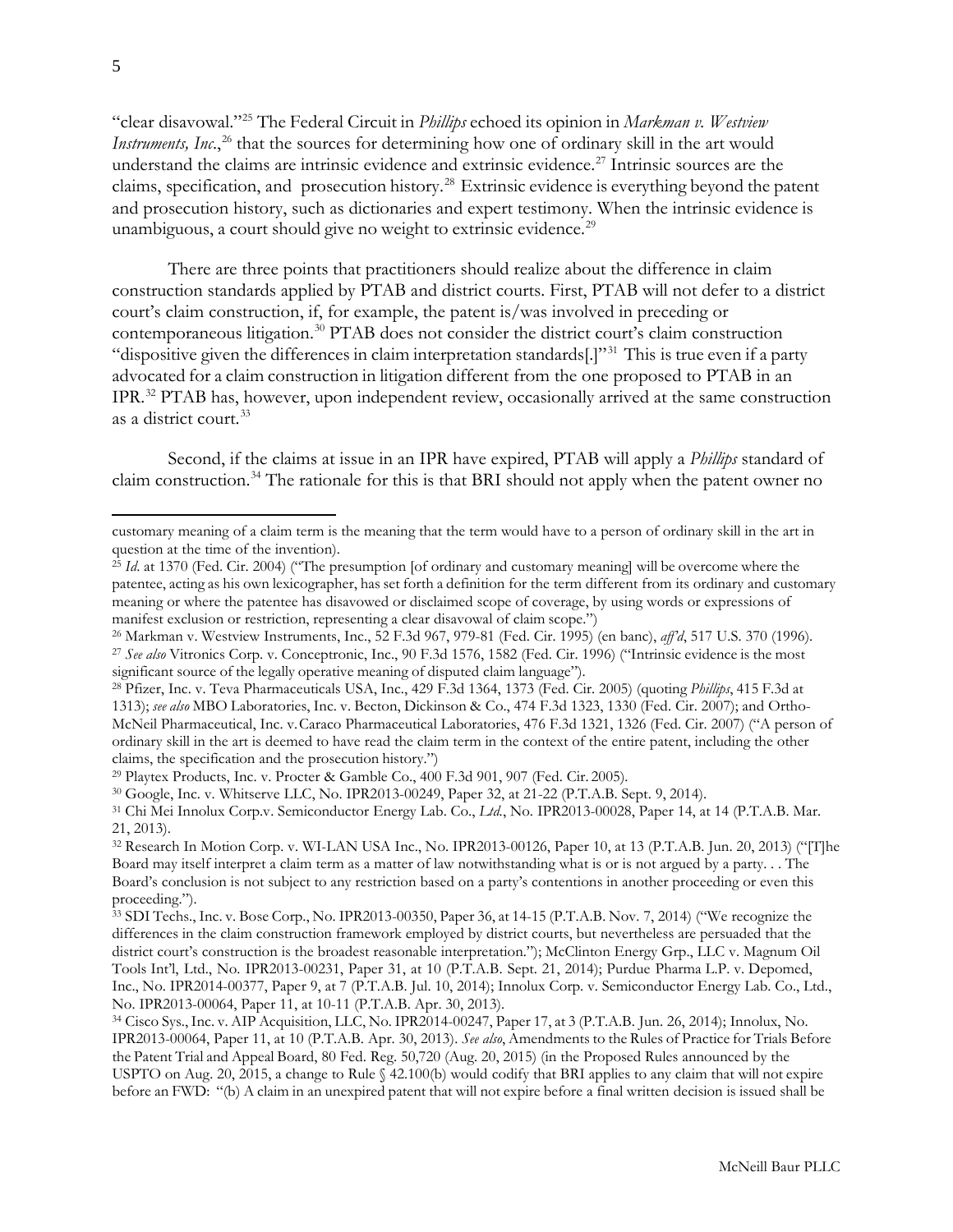"clear disavowal."[25] The Federal Circuit in *Phillips* echoed its opinion in *Markman v. Westview Instruments, Inc.*,[26] that the sources for determining how one of ordinary skill in the art would understand the claims are intrinsic evidence and extrinsic evidence.[27] Intrinsic sources are the claims, specification, and prosecution history.[28] Extrinsic evidence is everything beyond the patent and prosecution history, such as dictionaries and expert testimony. When the intrinsic evidence is unambiguous, a court should give no weight to extrinsic evidence.[29]

There are three points that practitioners should realize about the difference in claim construction standards applied by PTAB and district courts. First, PTAB will not defer to a district court's claim construction, if, for example, the patent is/was involved in preceding or contemporaneous litigation.[30] PTAB does not consider the district court's claim construction "dispositive given the differences in claim interpretation standards[.]"[31] This is true even if a party advocated for a claim construction in litigation different from the one proposed to PTAB in an IPR.[32] PTAB has, however, upon independent review, occasionally arrived at the same construction as a district court.[33]

Second, if the claims at issue in an IPR have expired, PTAB will apply a *Phillips* standard of claim construction.[34] The rationale for this is that BRI should not apply when the patent owner no

---

customary meaning of a claim term is the meaning that the term would have to a person of ordinary skill in the art in question at the time of the invention).

[25] *Id.* at 1370 (Fed. Cir. 2004) ("The presumption [of ordinary and customary meaning] will be overcome where the patentee, acting as his own lexicographer, has set forth a definition for the term different from its ordinary and customary meaning or where the patentee has disavowed or disclaimed scope of coverage, by using words or expressions of manifest exclusion or restriction, representing a clear disavowal of claim scope.")

[26] Markman v. Westview Instruments, Inc., 52 F.3d 967, 979-81 (Fed. Cir. 1995) (en banc), *aff'd*, 517 U.S. 370 (1996).

[27] *See also* Vitronics Corp. v. Conceptronic, Inc., 90 F.3d 1576, 1582 (Fed. Cir. 1996) ("Intrinsic evidence is the most significant source of the legally operative meaning of disputed claim language").

[28] Pfizer, Inc. v. Teva Pharmaceuticals USA, Inc., 429 F.3d 1364, 1373 (Fed. Cir. 2005) (quoting *Phillips*, 415 F.3d at 1313); *see also* MBO Laboratories, Inc. v. Becton, Dickinson & Co., 474 F.3d 1323, 1330 (Fed. Cir. 2007); and Ortho-McNeil Pharmaceutical, Inc. v. Caraco Pharmaceutical Laboratories, 476 F.3d 1321, 1326 (Fed. Cir. 2007) ("A person of ordinary skill in the art is deemed to have read the claim term in the context of the entire patent, including the other claims, the specification and the prosecution history.")

[29] Playtex Products, Inc. v. Procter & Gamble Co., 400 F.3d 901, 907 (Fed. Cir. 2005).

[30] Google, Inc. v. Whitserve LLC, No. IPR2013-00249, Paper 32, at 21-22 (P.T.A.B. Sept. 9, 2014).

[31] Chi Mei Innolux Corp.v. Semiconductor Energy Lab. Co., *Ltd.*, No. IPR2013-00028, Paper 14, at 14 (P.T.A.B. Mar. 21, 2013).

[32] Research In Motion Corp. v. WI-LAN USA Inc., No. IPR2013-00126, Paper 10, at 13 (P.T.A.B. Jun. 20, 2013) ("[T]he Board may itself interpret a claim term as a matter of law notwithstanding what is or is not argued by a party. . . The Board's conclusion is not subject to any restriction based on a party's contentions in another proceeding or even this proceeding.").

[33] SDI Techs., Inc. v. Bose Corp., No. IPR2013-00350, Paper 36, at 14-15 (P.T.A.B. Nov. 7, 2014) ("We recognize the differences in the claim construction framework employed by district courts, but nevertheless are persuaded that the district court's construction is the broadest reasonable interpretation."); McClinton Energy Grp., LLC v. Magnum Oil Tools Int'l, Ltd., No. IPR2013-00231, Paper 31, at 10 (P.T.A.B. Sept. 21, 2014); Purdue Pharma L.P. v. Depomed, Inc., No. IPR2014-00377, Paper 9, at 7 (P.T.A.B. Jul. 10, 2014); Innolux Corp. v. Semiconductor Energy Lab. Co., Ltd., No. IPR2013-00064, Paper 11, at 10-11 (P.T.A.B. Apr. 30, 2013).

[34] Cisco Sys., Inc. v. AIP Acquisition, LLC, No. IPR2014-00247, Paper 17, at 3 (P.T.A.B. Jun. 26, 2014); Innolux, No. IPR2013-00064, Paper 11, at 10 (P.T.A.B. Apr. 30, 2013). *See also*, Amendments to the Rules of Practice for Trials Before the Patent Trial and Appeal Board, 80 Fed. Reg. 50,720 (Aug. 20, 2015) (in the Proposed Rules announced by the USPTO on Aug. 20, 2015, a change to Rule § 42.100(b) would codify that BRI applies to any claim that will not expire before an FWD: "(b) A claim in an unexpired patent that will not expire before a final written decision is issued shall be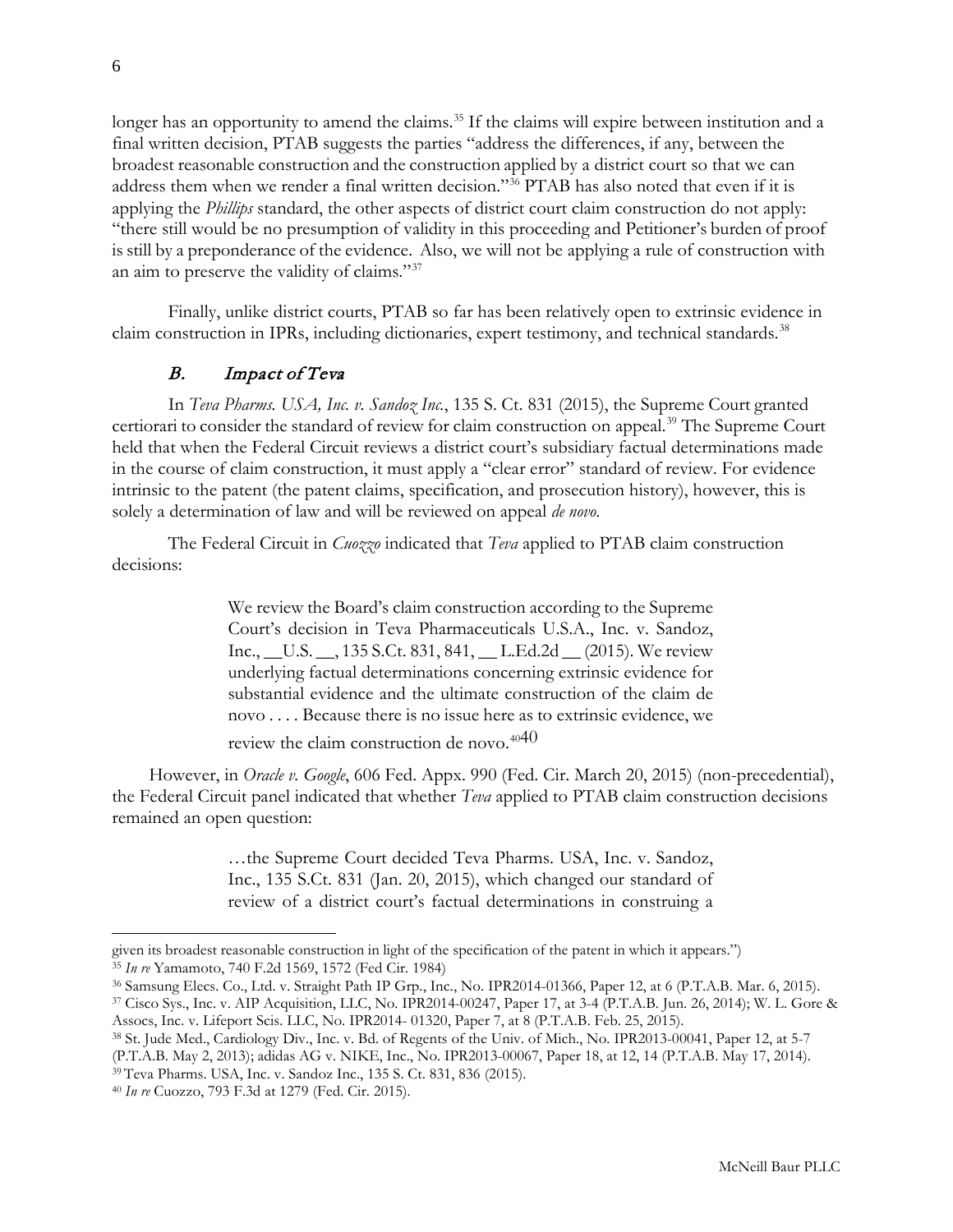longer has an opportunity to amend the claims.[35] If the claims will expire between institution and a final written decision, PTAB suggests the parties "address the differences, if any, between the broadest reasonable construction and the construction applied by a district court so that we can address them when we render a final written decision."[36] PTAB has also noted that even if it is applying the *Phillips* standard, the other aspects of district court claim construction do not apply: "there still would be no presumption of validity in this proceeding and Petitioner's burden of proof is still by a preponderance of the evidence. Also, we will not be applying a rule of construction with an aim to preserve the validity of claims."[37]

Finally, unlike district courts, PTAB so far has been relatively open to extrinsic evidence in claim construction in IPRs, including dictionaries, expert testimony, and technical standards.[38]

### *B. Impact of Teva*

In *Teva Pharms. USA, Inc. v. Sandoz Inc.*, 135 S. Ct. 831 (2015), the Supreme Court granted certiorari to consider the standard of review for claim construction on appeal.[39] The Supreme Court held that when the Federal Circuit reviews a district court's subsidiary factual determinations made in the course of claim construction, it must apply a "clear error" standard of review. For evidence intrinsic to the patent (the patent claims, specification, and prosecution history), however, this is solely a determination of law and will be reviewed on appeal *de novo*.

The Federal Circuit in *Cuozzo* indicated that *Teva* applied to PTAB claim construction decisions:

> We review the Board's claim construction according to the Supreme Court's decision in Teva Pharmaceuticals U.S.A., Inc. v. Sandoz, Inc., __U.S. __, 135 S.Ct. 831, 841, __ L.Ed.2d __ (2015). We review underlying factual determinations concerning extrinsic evidence for substantial evidence and the ultimate construction of the claim de novo . . . . Because there is no issue here as to extrinsic evidence, we review the claim construction de novo.[40]40

However, in *Oracle v. Google*, 606 Fed. Appx. 990 (Fed. Cir. March 20, 2015) (non-precedential), the Federal Circuit panel indicated that whether *Teva* applied to PTAB claim construction decisions remained an open question:

> …the Supreme Court decided Teva Pharms. USA, Inc. v. Sandoz, Inc., 135 S.Ct. 831 (Jan. 20, 2015), which changed our standard of review of a district court's factual determinations in construing a

---

given its broadest reasonable construction in light of the specification of the patent in which it appears.")

[35] *In re* Yamamoto, 740 F.2d 1569, 1572 (Fed Cir. 1984)

[36] Samsung Elecs. Co., Ltd. v. Straight Path IP Grp., Inc., No. IPR2014-01366, Paper 12, at 6 (P.T.A.B. Mar. 6, 2015).

[37] Cisco Sys., Inc. v. AIP Acquisition, LLC, No. IPR2014-00247, Paper 17, at 3-4 (P.T.A.B. Jun. 26, 2014); W. L. Gore & Assocs, Inc. v. Lifeport Scis. LLC, No. IPR2014- 01320, Paper 7, at 8 (P.T.A.B. Feb. 25, 2015).

[38] St. Jude Med., Cardiology Div., Inc. v. Bd. of Regents of the Univ. of Mich., No. IPR2013-00041, Paper 12, at 5-7 (P.T.A.B. May 2, 2013); adidas AG v. NIKE, Inc., No. IPR2013-00067, Paper 18, at 12, 14 (P.T.A.B. May 17, 2014).

[39] Teva Pharms. USA, Inc. v. Sandoz Inc., 135 S. Ct. 831, 836 (2015).

[40] *In re* Cuozzo, 793 F.3d at 1279 (Fed. Cir. 2015).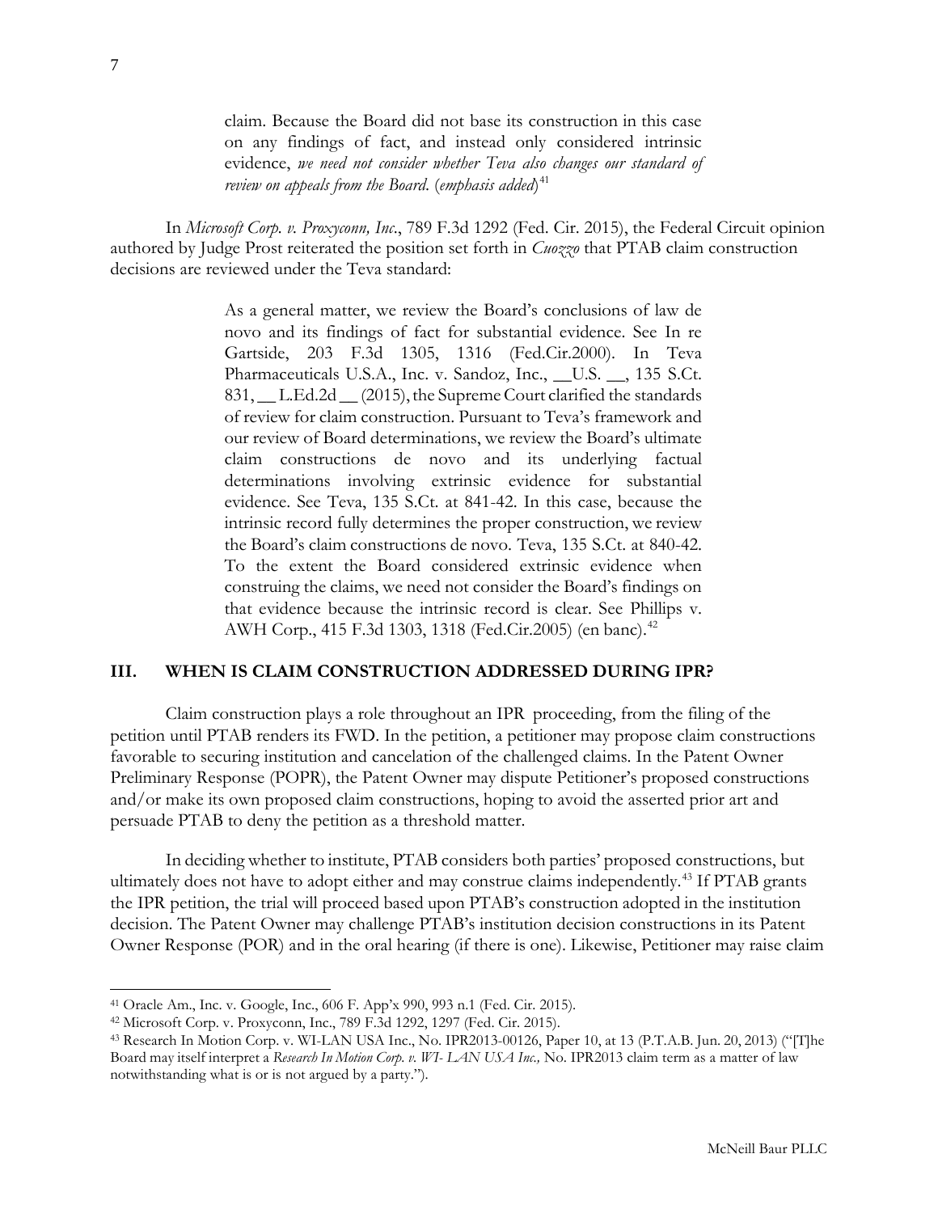> claim. Because the Board did not base its construction in this case on any findings of fact, and instead only considered intrinsic evidence, *we need not consider whether Teva also changes our standard of review on appeals from the Board*. (*emphasis added*)[41]

In *Microsoft Corp. v. Proxyconn, Inc*., 789 F.3d 1292 (Fed. Cir. 2015), the Federal Circuit opinion authored by Judge Prost reiterated the position set forth in *Cuozzo* that PTAB claim construction decisions are reviewed under the Teva standard:

> As a general matter, we review the Board's conclusions of law de novo and its findings of fact for substantial evidence. See In re Gartside, 203 F.3d 1305, 1316 (Fed.Cir.2000). In Teva Pharmaceuticals U.S.A., Inc. v. Sandoz, Inc., __U.S. __, 135 S.Ct. 831, __ L.Ed.2d __ (2015), the Supreme Court clarified the standards of review for claim construction. Pursuant to Teva's framework and our review of Board determinations, we review the Board's ultimate claim constructions de novo and its underlying factual determinations involving extrinsic evidence for substantial evidence. See Teva, 135 S.Ct. at 841-42. In this case, because the intrinsic record fully determines the proper construction, we review the Board's claim constructions de novo. Teva, 135 S.Ct. at 840-42. To the extent the Board considered extrinsic evidence when construing the claims, we need not consider the Board's findings on that evidence because the intrinsic record is clear. See Phillips v. AWH Corp., 415 F.3d 1303, 1318 (Fed.Cir.2005) (en banc).[42]

## III. WHEN IS CLAIM CONSTRUCTION ADDRESSED DURING IPR?

Claim construction plays a role throughout an IPR proceeding, from the filing of the petition until PTAB renders its FWD. In the petition, a petitioner may propose claim constructions favorable to securing institution and cancelation of the challenged claims. In the Patent Owner Preliminary Response (POPR), the Patent Owner may dispute Petitioner's proposed constructions and/or make its own proposed claim constructions, hoping to avoid the asserted prior art and persuade PTAB to deny the petition as a threshold matter.

In deciding whether to institute, PTAB considers both parties' proposed constructions, but ultimately does not have to adopt either and may construe claims independently.[43] If PTAB grants the IPR petition, the trial will proceed based upon PTAB's construction adopted in the institution decision. The Patent Owner may challenge PTAB's institution decision constructions in its Patent Owner Response (POR) and in the oral hearing (if there is one). Likewise, Petitioner may raise claim

---

[41] Oracle Am., Inc. v. Google, Inc., 606 F. App'x 990, 993 n.1 (Fed. Cir. 2015).

[42] Microsoft Corp. v. Proxyconn, Inc., 789 F.3d 1292, 1297 (Fed. Cir. 2015).

[43] Research In Motion Corp. v. WI-LAN USA Inc., No. IPR2013-00126, Paper 10, at 13 (P.T.A.B. Jun. 20, 2013) ("[T]he Board may itself interpret a *Research In Motion Corp. v. WI- LAN USA Inc.,* No. IPR2013 claim term as a matter of law notwithstanding what is or is not argued by a party.").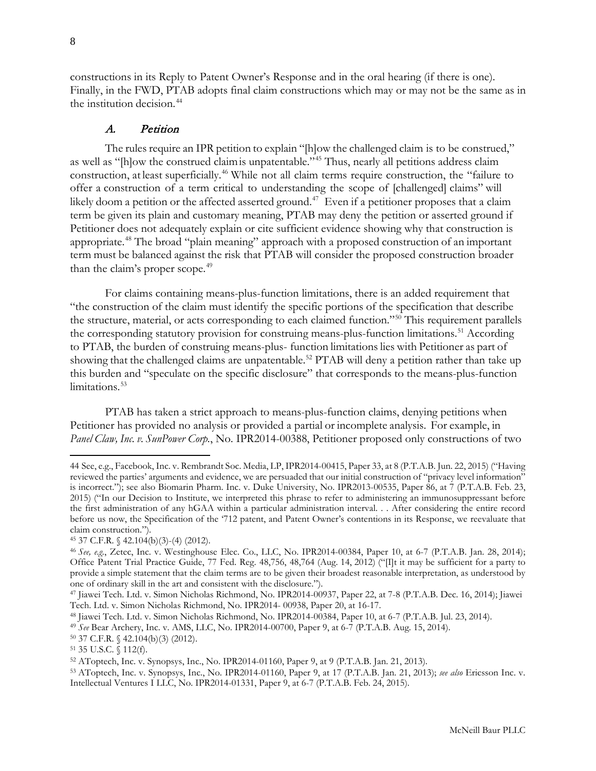constructions in its Reply to Patent Owner's Response and in the oral hearing (if there is one). Finally, in the FWD, PTAB adopts final claim constructions which may or may not be the same as in the institution decision.[44]

### *A. Petition*

The rules require an IPR petition to explain "[h]ow the challenged claim is to be construed," as well as "[h]ow the construed claim is unpatentable."[45] Thus, nearly all petitions address claim construction, at least superficially.[46] While not all claim terms require construction, the "failure to offer a construction of a term critical to understanding the scope of [challenged] claims" will likely doom a petition or the affected asserted ground.[47] Even if a petitioner proposes that a claim term be given its plain and customary meaning, PTAB may deny the petition or asserted ground if Petitioner does not adequately explain or cite sufficient evidence showing why that construction is appropriate.[48] The broad "plain meaning" approach with a proposed construction of an important term must be balanced against the risk that PTAB will consider the proposed construction broader than the claim's proper scope.[49]

For claims containing means-plus-function limitations, there is an added requirement that "the construction of the claim must identify the specific portions of the specification that describe the structure, material, or acts corresponding to each claimed function."[50] This requirement parallels the corresponding statutory provision for construing means-plus-function limitations.[51] According to PTAB, the burden of construing means-plus- function limitations lies with Petitioner as part of showing that the challenged claims are unpatentable.[52] PTAB will deny a petition rather than take up this burden and "speculate on the specific disclosure" that corresponds to the means-plus-function limitations.[53]

PTAB has taken a strict approach to means-plus-function claims, denying petitions when Petitioner has provided no analysis or provided a partial or incomplete analysis. For example, in *Panel Claw, Inc. v. SunPower Corp.*, No. IPR2014-00388, Petitioner proposed only constructions of two

---

44 See, e.g., Facebook, Inc. v. Rembrandt Soc. Media, LP, IPR2014-00415, Paper 33, at 8 (P.T.A.B. Jun. 22, 2015) ("Having reviewed the parties' arguments and evidence, we are persuaded that our initial construction of "privacy level information" is incorrect."); see also Biomarin Pharm. Inc. v. Duke University, No. IPR2013-00535, Paper 86, at 7 (P.T.A.B. Feb. 23, 2015) ("In our Decision to Institute, we interpreted this phrase to refer to administering an immunosuppressant before the first administration of any hGAA within a particular administration interval. . . After considering the entire record before us now, the Specification of the '712 patent, and Patent Owner's contentions in its Response, we reevaluate that claim construction.").

45 37 C.F.R. § 42.104(b)(3)-(4) (2012).

46 *See, e.g.*, Zetec, Inc. v. Westinghouse Elec. Co., LLC, No. IPR2014-00384, Paper 10, at 6-7 (P.T.A.B. Jan. 28, 2014); Office Patent Trial Practice Guide, 77 Fed. Reg. 48,756, 48,764 (Aug. 14, 2012) ("[I]t it may be sufficient for a party to provide a simple statement that the claim terms are to be given their broadest reasonable interpretation, as understood by one of ordinary skill in the art and consistent with the disclosure.").

47 Jiawei Tech. Ltd. v. Simon Nicholas Richmond, No. IPR2014-00937, Paper 22, at 7-8 (P.T.A.B. Dec. 16, 2014); Jiawei Tech. Ltd. v. Simon Nicholas Richmond, No. IPR2014- 00938, Paper 20, at 16-17.

48 Jiawei Tech. Ltd. v. Simon Nicholas Richmond, No. IPR2014-00384, Paper 10, at 6-7 (P.T.A.B. Jul. 23, 2014).

49 *See* Bear Archery, Inc. v. AMS, LLC, No. IPR2014-00700, Paper 9, at 6-7 (P.T.A.B. Aug. 15, 2014).

50 37 C.F.R. § 42.104(b)(3) (2012).

51 35 U.S.C. § 112(f).

52 ATоptech, Inc. v. Synopsys, Inc., No. IPR2014-01160, Paper 9, at 9 (P.T.A.B. Jan. 21, 2013).

53 ATоptech, Inc. v. Synopsys, Inc., No. IPR2014-01160, Paper 9, at 17 (P.T.A.B. Jan. 21, 2013); *see also* Ericsson Inc. v. Intellectual Ventures I LLC, No. IPR2014-01331, Paper 9, at 6-7 (P.T.A.B. Feb. 24, 2015).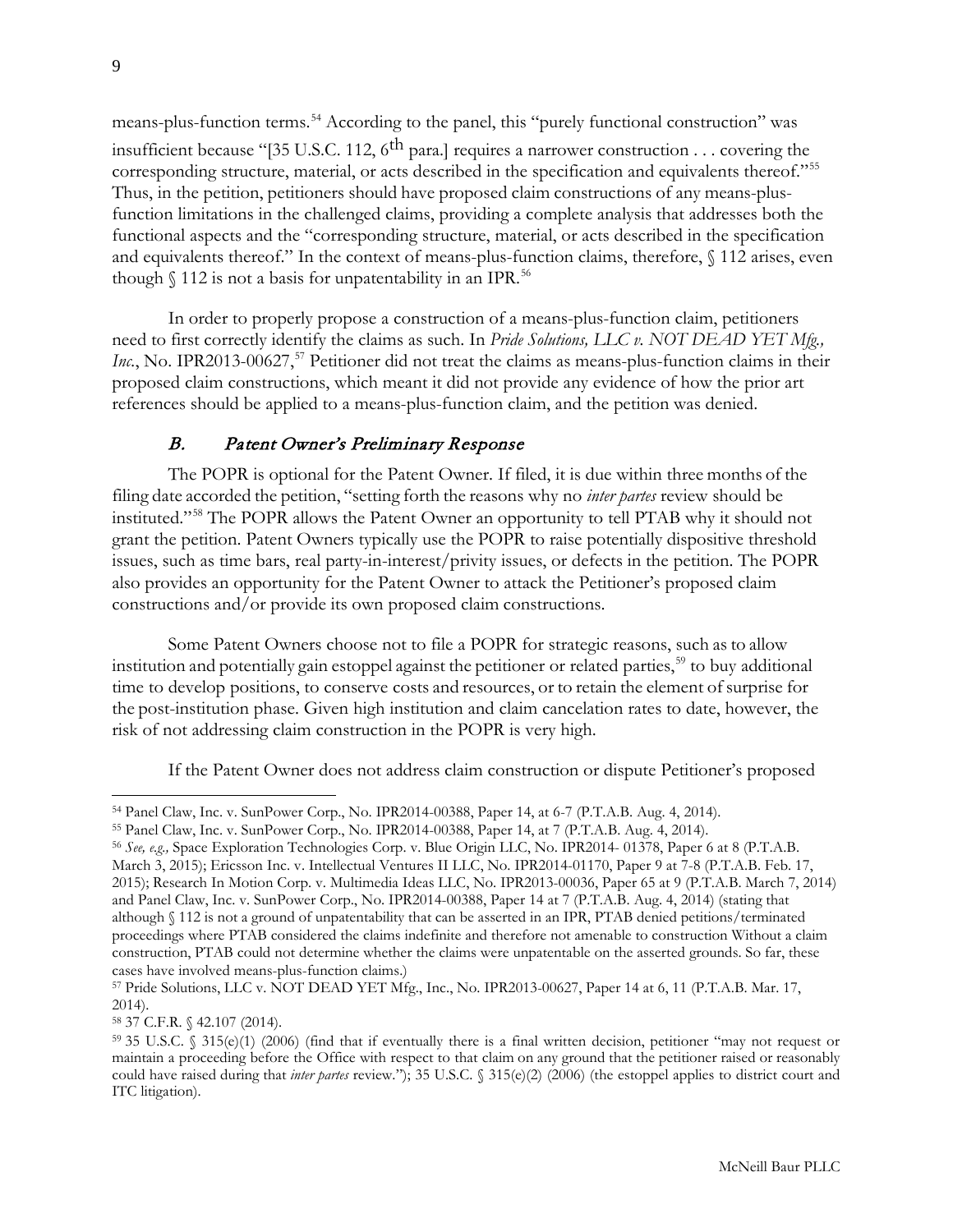means-plus-function terms.[54] According to the panel, this "purely functional construction" was insufficient because "[35 U.S.C. 112, 6th para.] requires a narrower construction . . . covering the corresponding structure, material, or acts described in the specification and equivalents thereof."[55] Thus, in the petition, petitioners should have proposed claim constructions of any means-plus-function limitations in the challenged claims, providing a complete analysis that addresses both the functional aspects and the "corresponding structure, material, or acts described in the specification and equivalents thereof." In the context of means-plus-function claims, therefore, § 112 arises, even though § 112 is not a basis for unpatentability in an IPR.[56]

In order to properly propose a construction of a means-plus-function claim, petitioners need to first correctly identify the claims as such. In *Pride Solutions, LLC v. NOT DEAD YET Mfg., Inc.*, No. IPR2013-00627,[57] Petitioner did not treat the claims as means-plus-function claims in their proposed claim constructions, which meant it did not provide any evidence of how the prior art references should be applied to a means-plus-function claim, and the petition was denied.

### *B. Patent Owner's Preliminary Response*

The POPR is optional for the Patent Owner. If filed, it is due within three months of the filing date accorded the petition, "setting forth the reasons why no *inter partes* review should be instituted."[58] The POPR allows the Patent Owner an opportunity to tell PTAB why it should not grant the petition. Patent Owners typically use the POPR to raise potentially dispositive threshold issues, such as time bars, real party-in-interest/privity issues, or defects in the petition. The POPR also provides an opportunity for the Patent Owner to attack the Petitioner's proposed claim constructions and/or provide its own proposed claim constructions.

Some Patent Owners choose not to file a POPR for strategic reasons, such as to allow institution and potentially gain estoppel against the petitioner or related parties,[59] to buy additional time to develop positions, to conserve costs and resources, or to retain the element of surprise for the post-institution phase. Given high institution and claim cancelation rates to date, however, the risk of not addressing claim construction in the POPR is very high.

If the Patent Owner does not address claim construction or dispute Petitioner's proposed

---

[54] Panel Claw, Inc. v. SunPower Corp., No. IPR2014-00388, Paper 14, at 6-7 (P.T.A.B. Aug. 4, 2014).

[55] Panel Claw, Inc. v. SunPower Corp., No. IPR2014-00388, Paper 14, at 7 (P.T.A.B. Aug. 4, 2014).

[56] *See, e.g.,* Space Exploration Technologies Corp. v. Blue Origin LLC, No. IPR2014- 01378, Paper 6 at 8 (P.T.A.B. March 3, 2015); Ericsson Inc. v. Intellectual Ventures II LLC, No. IPR2014-01170, Paper 9 at 7-8 (P.T.A.B. Feb. 17, 2015); Research In Motion Corp. v. Multimedia Ideas LLC, No. IPR2013-00036, Paper 65 at 9 (P.T.A.B. March 7, 2014) and Panel Claw, Inc. v. SunPower Corp., No. IPR2014-00388, Paper 14 at 7 (P.T.A.B. Aug. 4, 2014) (stating that although § 112 is not a ground of unpatentability that can be asserted in an IPR, PTAB denied petitions/terminated proceedings where PTAB considered the claims indefinite and therefore not amenable to construction Without a claim construction, PTAB could not determine whether the claims were unpatentable on the asserted grounds. So far, these cases have involved means-plus-function claims.)

[57] Pride Solutions, LLC v. NOT DEAD YET Mfg., Inc., No. IPR2013-00627, Paper 14 at 6, 11 (P.T.A.B. Mar. 17, 2014).

[58] 37 C.F.R. § 42.107 (2014).

[59] 35 U.S.C. § 315(e)(1) (2006) (find that if eventually there is a final written decision, petitioner "may not request or maintain a proceeding before the Office with respect to that claim on any ground that the petitioner raised or reasonably could have raised during that *inter partes* review."); 35 U.S.C. § 315(e)(2) (2006) (the estoppel applies to district court and ITC litigation).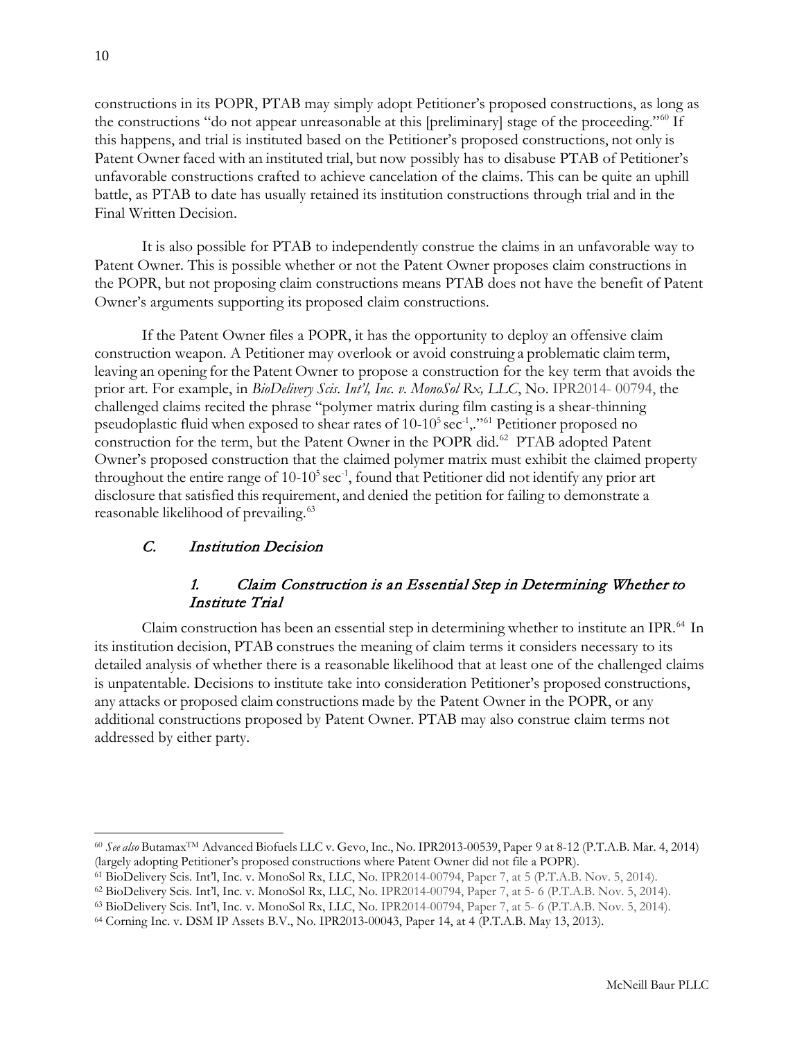constructions in its POPR, PTAB may simply adopt Petitioner's proposed constructions, as long as the constructions "do not appear unreasonable at this [preliminary] stage of the proceeding."[60] If this happens, and trial is instituted based on the Petitioner's proposed constructions, not only is Patent Owner faced with an instituted trial, but now possibly has to disabuse PTAB of Petitioner's unfavorable constructions crafted to achieve cancelation of the claims. This can be quite an uphill battle, as PTAB to date has usually retained its institution constructions through trial and in the Final Written Decision.

It is also possible for PTAB to independently construe the claims in an unfavorable way to Patent Owner. This is possible whether or not the Patent Owner proposes claim constructions in the POPR, but not proposing claim constructions means PTAB does not have the benefit of Patent Owner's arguments supporting its proposed claim constructions.

If the Patent Owner files a POPR, it has the opportunity to deploy an offensive claim construction weapon. A Petitioner may overlook or avoid construing a problematic claim term, leaving an opening for the Patent Owner to propose a construction for the key term that avoids the prior art. For example, in *BioDelivery Scis. Int'l, Inc. v. MonoSol Rx, LLC*, No. IPR2014- 00794, the challenged claims recited the phrase "polymer matrix during film casting is a shear-thinning pseudoplastic fluid when exposed to shear rates of 10-$10^5$ $sec^{-1}$,."[61] Petitioner proposed no construction for the term, but the Patent Owner in the POPR did.[62] PTAB adopted Patent Owner's proposed construction that the claimed polymer matrix must exhibit the claimed property throughout the entire range of 10-$10^5$ $sec^{-1}$, found that Petitioner did not identify any prior art disclosure that satisfied this requirement, and denied the petition for failing to demonstrate a reasonable likelihood of prevailing.[63]

### *C. Institution Decision*

#### *1. Claim Construction is an Essential Step in Determining Whether to Institute Trial*

Claim construction has been an essential step in determining whether to institute an IPR.[64] In its institution decision, PTAB construes the meaning of claim terms it considers necessary to its detailed analysis of whether there is a reasonable likelihood that at least one of the challenged claims is unpatentable. Decisions to institute take into consideration Petitioner's proposed constructions, any attacks or proposed claim constructions made by the Patent Owner in the POPR, or any additional constructions proposed by Patent Owner. PTAB may also construe claim terms not addressed by either party.

---

[60] *See also* Butamax™ Advanced Biofuels LLC v. Gevo, Inc., No. IPR2013-00539, Paper 9 at 8-12 (P.T.A.B. Mar. 4, 2014) (largely adopting Petitioner's proposed constructions where Patent Owner did not file a POPR).

[61] BioDelivery Scis. Int'l, Inc. v. MonoSol Rx, LLC, No. IPR2014-00794, Paper 7, at 5 (P.T.A.B. Nov. 5, 2014).

[62] BioDelivery Scis. Int'l, Inc. v. MonoSol Rx, LLC, No. IPR2014-00794, Paper 7, at 5- 6 (P.T.A.B. Nov. 5, 2014).

[63] BioDelivery Scis. Int'l, Inc. v. MonoSol Rx, LLC, No. IPR2014-00794, Paper 7, at 5- 6 (P.T.A.B. Nov. 5, 2014).

[64] Corning Inc. v. DSM IP Assets B.V., No. IPR2013-00043, Paper 14, at 4 (P.T.A.B. May 13, 2013).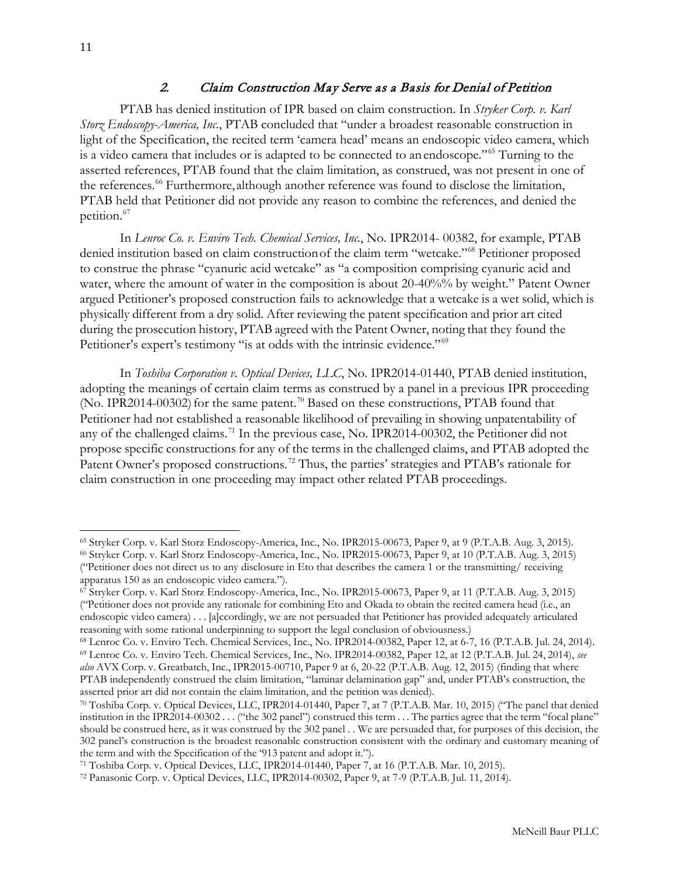### 2. *Claim Construction May Serve as a Basis for Denial of Petition*

PTAB has denied institution of IPR based on claim construction. In *Stryker Corp. v. Karl Storz Endoscopy-America, Inc.*, PTAB concluded that "under a broadest reasonable construction in light of the Specification, the recited term 'camera head' means an endoscopic video camera, which is a video camera that includes or is adapted to be connected to an endoscope."[65] Turning to the asserted references, PTAB found that the claim limitation, as construed, was not present in one of the references.[66] Furthermore, although another reference was found to disclose the limitation, PTAB held that Petitioner did not provide any reason to combine the references, and denied the petition.[67]

In *Lenroc Co. v. Enviro Tech. Chemical Services, Inc.*, No. IPR2014- 00382, for example, PTAB denied institution based on claim construction of the claim term "wetcake."[68] Petitioner proposed to construe the phrase "cyanuric acid wetcake" as "a composition comprising cyanuric acid and water, where the amount of water in the composition is about 20-40%% by weight." Patent Owner argued Petitioner's proposed construction fails to acknowledge that a wetcake is a wet solid, which is physically different from a dry solid. After reviewing the patent specification and prior art cited during the prosecution history, PTAB agreed with the Patent Owner, noting that they found the Petitioner's expert's testimony "is at odds with the intrinsic evidence."[69]

In *Toshiba Corporation v. Optical Devices, LLC*, No. IPR2014-01440, PTAB denied institution, adopting the meanings of certain claim terms as construed by a panel in a previous IPR proceeding (No. IPR2014-00302) for the same patent.[70] Based on these constructions, PTAB found that Petitioner had not established a reasonable likelihood of prevailing in showing unpatentability of any of the challenged claims.[71] In the previous case, No. IPR2014-00302, the Petitioner did not propose specific constructions for any of the terms in the challenged claims, and PTAB adopted the Patent Owner's proposed constructions.[72] Thus, the parties' strategies and PTAB's rationale for claim construction in one proceeding may impact other related PTAB proceedings.

---

[65] Stryker Corp. v. Karl Storz Endoscopy-America, Inc., No. IPR2015-00673, Paper 9, at 9 (P.T.A.B. Aug. 3, 2015).

[66] Stryker Corp. v. Karl Storz Endoscopy-America, Inc., No. IPR2015-00673, Paper 9, at 10 (P.T.A.B. Aug. 3, 2015) ("Petitioner does not direct us to any disclosure in Eto that describes the camera 1 or the transmitting/ receiving apparatus 150 as an endoscopic video camera.").

[67] Stryker Corp. v. Karl Storz Endoscopy-America, Inc., No. IPR2015-00673, Paper 9, at 11 (P.T.A.B. Aug. 3, 2015) ("Petitioner does not provide any rationale for combining Eto and Okada to obtain the recited camera head (i.e., an endoscopic video camera) . . . [a]ccordingly, we are not persuaded that Petitioner has provided adequately articulated reasoning with some rational underpinning to support the legal conclusion of obviousness.)

[68] Lenroc Co. v. Enviro Tech. Chemical Services, Inc., No. IPR2014-00382, Paper 12, at 6-7, 16 (P.T.A.B. Jul. 24, 2014).

[69] Lenroc Co. v. Enviro Tech. Chemical Services, Inc., No. IPR2014-00382, Paper 12, at 12 (P.T.A.B. Jul. 24, 2014), *see also* AVX Corp. v. Greatbatch, Inc., IPR2015-00710, Paper 9 at 6, 20-22 (P.T.A.B. Aug. 12, 2015) (finding that where PTAB independently construed the claim limitation, "laminar delamination gap" and, under PTAB's construction, the asserted prior art did not contain the claim limitation, and the petition was denied).

[70] Toshiba Corp. v. Optical Devices, LLC, IPR2014-01440, Paper 7, at 7 (P.T.A.B. Mar. 10, 2015) ("The panel that denied institution in the IPR2014-00302 . . . ("the 302 panel") construed this term . . . The parties agree that the term "focal plane" should be construed here, as it was construed by the 302 panel . . We are persuaded that, for purposes of this decision, the 302 panel's construction is the broadest reasonable construction consistent with the ordinary and customary meaning of the term and with the Specification of the '913 patent and adopt it.").

[71] Toshiba Corp. v. Optical Devices, LLC, IPR2014-01440, Paper 7, at 16 (P.T.A.B. Mar. 10, 2015).

[72] Panasonic Corp. v. Optical Devices, LLC, IPR2014-00302, Paper 9, at 7-9 (P.T.A.B. Jul. 11, 2014).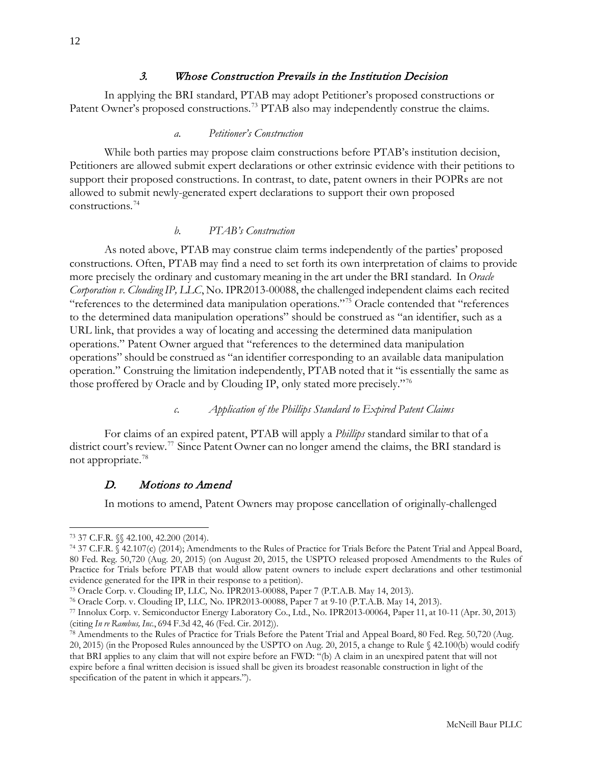### 3. *Whose Construction Prevails in the Institution Decision*

In applying the BRI standard, PTAB may adopt Petitioner's proposed constructions or Patent Owner's proposed constructions.[73] PTAB also may independently construe the claims.

#### *a. Petitioner's Construction*

While both parties may propose claim constructions before PTAB's institution decision, Petitioners are allowed submit expert declarations or other extrinsic evidence with their petitions to support their proposed constructions. In contrast, to date, patent owners in their POPRs are not allowed to submit newly-generated expert declarations to support their own proposed constructions.[74]

#### *b. PTAB's Construction*

As noted above, PTAB may construe claim terms independently of the parties' proposed constructions. Often, PTAB may find a need to set forth its own interpretation of claims to provide more precisely the ordinary and customary meaning in the art under the BRI standard. In *Oracle Corporation v. Clouding IP, LLC*, No. IPR2013-00088, the challenged independent claims each recited "references to the determined data manipulation operations."[75] Oracle contended that "references to the determined data manipulation operations" should be construed as "an identifier, such as a URL link, that provides a way of locating and accessing the determined data manipulation operations." Patent Owner argued that "references to the determined data manipulation operations" should be construed as "an identifier corresponding to an available data manipulation operation." Construing the limitation independently, PTAB noted that it "is essentially the same as those proffered by Oracle and by Clouding IP, only stated more precisely."[76]

#### *c. Application of the Phillips Standard to Expired Patent Claims*

For claims of an expired patent, PTAB will apply a *Phillips* standard similar to that of a district court's review.[77] Since Patent Owner can no longer amend the claims, the BRI standard is not appropriate.[78]

## D. *Motions to Amend*

In motions to amend, Patent Owners may propose cancellation of originally-challenged

---

[73] 37 C.F.R. §§ 42.100, 42.200 (2014).

[74] 37 C.F.R. § 42.107(c) (2014); Amendments to the Rules of Practice for Trials Before the Patent Trial and Appeal Board, 80 Fed. Reg. 50,720 (Aug. 20, 2015) (on August 20, 2015, the USPTO released proposed Amendments to the Rules of Practice for Trials before PTAB that would allow patent owners to include expert declarations and other testimonial evidence generated for the IPR in their response to a petition).

[75] Oracle Corp. v. Clouding IP, LLC*,* No. IPR2013-00088, Paper 7 (P.T.A.B. May 14, 2013).

[76] Oracle Corp. v. Clouding IP, LLC*,* No. IPR2013-00088, Paper 7 at 9-10 (P.T.A.B. May 14, 2013).

[77] Innolux Corp. v. Semiconductor Energy Laboratory Co., Ltd., No. IPR2013-00064, Paper 11, at 10-11 (Apr. 30, 2013) (citing *In re Rambus, Inc.*, 694 F.3d 42, 46 (Fed. Cir. 2012)).

[78] Amendments to the Rules of Practice for Trials Before the Patent Trial and Appeal Board, 80 Fed. Reg. 50,720 (Aug. 20, 2015) (in the Proposed Rules announced by the USPTO on Aug. 20, 2015, a change to Rule § 42.100(b) would codify that BRI applies to any claim that will not expire before an FWD: "(b) A claim in an unexpired patent that will not expire before a final written decision is issued shall be given its broadest reasonable construction in light of the specification of the patent in which it appears.").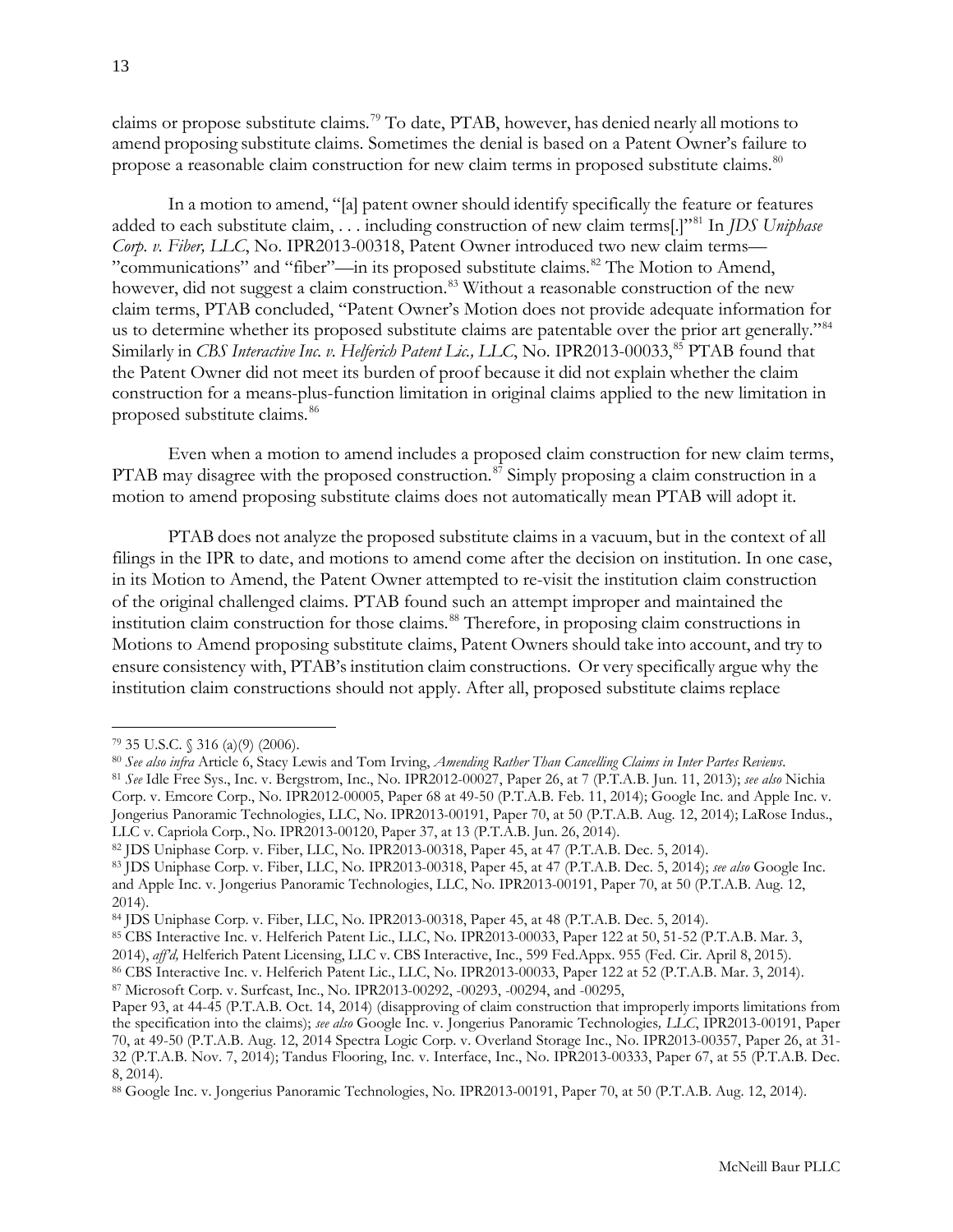claims or propose substitute claims.[79] To date, PTAB, however, has denied nearly all motions to amend proposing substitute claims. Sometimes the denial is based on a Patent Owner's failure to propose a reasonable claim construction for new claim terms in proposed substitute claims.[80]

In a motion to amend, "[a] patent owner should identify specifically the feature or features added to each substitute claim, . . . including construction of new claim terms[.]"[81] In *JDS Uniphase Corp. v. Fiber, LLC*, No. IPR2013-00318, Patent Owner introduced two new claim terms—"communications" and "fiber"—in its proposed substitute claims.[82] The Motion to Amend, however, did not suggest a claim construction.[83] Without a reasonable construction of the new claim terms, PTAB concluded, "Patent Owner's Motion does not provide adequate information for us to determine whether its proposed substitute claims are patentable over the prior art generally."[84] Similarly in *CBS Interactive Inc. v. Helferich Patent Lic., LLC*, No. IPR2013-00033,[85] PTAB found that the Patent Owner did not meet its burden of proof because it did not explain whether the claim construction for a means-plus-function limitation in original claims applied to the new limitation in proposed substitute claims.[86]

Even when a motion to amend includes a proposed claim construction for new claim terms, PTAB may disagree with the proposed construction.[87] Simply proposing a claim construction in a motion to amend proposing substitute claims does not automatically mean PTAB will adopt it.

PTAB does not analyze the proposed substitute claims in a vacuum, but in the context of all filings in the IPR to date, and motions to amend come after the decision on institution. In one case, in its Motion to Amend, the Patent Owner attempted to re-visit the institution claim construction of the original challenged claims. PTAB found such an attempt improper and maintained the institution claim construction for those claims.[88] Therefore, in proposing claim constructions in Motions to Amend proposing substitute claims, Patent Owners should take into account, and try to ensure consistency with, PTAB's institution claim constructions. Or very specifically argue why the institution claim constructions should not apply. After all, proposed substitute claims replace

---

[79] 35 U.S.C. § 316 (a)(9) (2006).

[80] *See also infra* Article 6, Stacy Lewis and Tom Irving, *Amending Rather Than Cancelling Claims in Inter Partes Reviews*.

[81] *See* Idle Free Sys., Inc. v. Bergstrom, Inc., No. IPR2012-00027, Paper 26, at 7 (P.T.A.B. Jun. 11, 2013); *see also* Nichia Corp. v. Emcore Corp., No. IPR2012-00005, Paper 68 at 49-50 (P.T.A.B. Feb. 11, 2014); Google Inc. and Apple Inc. v. Jongerius Panoramic Technologies, LLC, No. IPR2013-00191, Paper 70, at 50 (P.T.A.B. Aug. 12, 2014); LaRose Indus., LLC v. Capriola Corp., No. IPR2013-00120, Paper 37, at 13 (P.T.A.B. Jun. 26, 2014).

[82] JDS Uniphase Corp. v. Fiber, LLC, No. IPR2013-00318, Paper 45, at 47 (P.T.A.B. Dec. 5, 2014).

[83] JDS Uniphase Corp. v. Fiber, LLC, No. IPR2013-00318, Paper 45, at 47 (P.T.A.B. Dec. 5, 2014); *see also* Google Inc. and Apple Inc. v. Jongerius Panoramic Technologies, LLC, No. IPR2013-00191, Paper 70, at 50 (P.T.A.B. Aug. 12, 2014).

[84] JDS Uniphase Corp. v. Fiber, LLC, No. IPR2013-00318, Paper 45, at 48 (P.T.A.B. Dec. 5, 2014).

[85] CBS Interactive Inc. v. Helferich Patent Lic., LLC, No. IPR2013-00033, Paper 122 at 50, 51-52 (P.T.A.B. Mar. 3, 2014), *aff'd,* Helferich Patent Licensing, LLC v. CBS Interactive, Inc., 599 Fed.Appx. 955 (Fed. Cir. April 8, 2015).

[86] CBS Interactive Inc. v. Helferich Patent Lic., LLC, No. IPR2013-00033, Paper 122 at 52 (P.T.A.B. Mar. 3, 2014).

[87] Microsoft Corp. v. Surfcast, Inc., No. IPR2013-00292, -00293, -00294, and -00295, Paper 93, at 44-45 (P.T.A.B. Oct. 14, 2014) (disapproving of claim construction that improperly imports limitations from the specification into the claims); *see also* Google Inc. v. Jongerius Panoramic Technologies*, LLC*, IPR2013-00191, Paper 70, at 49-50 (P.T.A.B. Aug. 12, 2014 Spectra Logic Corp. v. Overland Storage Inc., No. IPR2013-00357, Paper 26, at 31-32 (P.T.A.B. Nov. 7, 2014); Tandus Flooring, Inc. v. Interface, Inc., No. IPR2013-00333, Paper 67, at 55 (P.T.A.B. Dec. 8, 2014).

[88] Google Inc. v. Jongerius Panoramic Technologies, No. IPR2013-00191, Paper 70, at 50 (P.T.A.B. Aug. 12, 2014).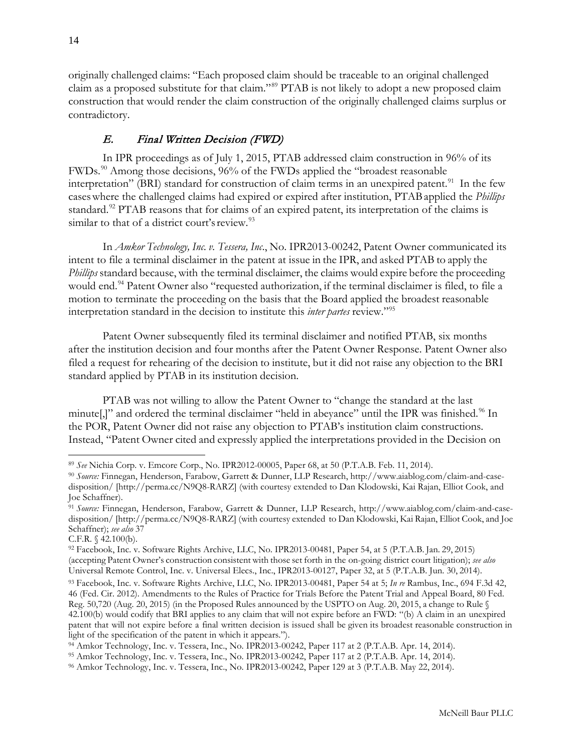originally challenged claims: "Each proposed claim should be traceable to an original challenged claim as a proposed substitute for that claim."[89] PTAB is not likely to adopt a new proposed claim construction that would render the claim construction of the originally challenged claims surplus or contradictory.

### *E. Final Written Decision (FWD)*

In IPR proceedings as of July 1, 2015, PTAB addressed claim construction in 96% of its FWDs.[90] Among those decisions, 96% of the FWDs applied the "broadest reasonable interpretation" (BRI) standard for construction of claim terms in an unexpired patent.[91] In the few cases where the challenged claims had expired or expired after institution, PTAB applied the *Phillips* standard.[92] PTAB reasons that for claims of an expired patent, its interpretation of the claims is similar to that of a district court's review.[93]

In *Amkor Technology, Inc. v. Tessera, Inc.*, No. IPR2013-00242, Patent Owner communicated its intent to file a terminal disclaimer in the patent at issue in the IPR, and asked PTAB to apply the *Phillips* standard because, with the terminal disclaimer, the claims would expire before the proceeding would end.[94] Patent Owner also "requested authorization, if the terminal disclaimer is filed, to file a motion to terminate the proceeding on the basis that the Board applied the broadest reasonable interpretation standard in the decision to institute this *inter partes* review."[95]

Patent Owner subsequently filed its terminal disclaimer and notified PTAB, six months after the institution decision and four months after the Patent Owner Response. Patent Owner also filed a request for rehearing of the decision to institute, but it did not raise any objection to the BRI standard applied by PTAB in its institution decision.

PTAB was not willing to allow the Patent Owner to "change the standard at the last minute[,]" and ordered the terminal disclaimer "held in abeyance" until the IPR was finished.[96] In the POR, Patent Owner did not raise any objection to PTAB's institution claim constructions. Instead, "Patent Owner cited and expressly applied the interpretations provided in the Decision on

---

[89] *See* Nichia Corp. v. Emcore Corp., No. IPR2012-00005, Paper 68, at 50 (P.T.A.B. Feb. 11, 2014).

[90] *Source:* Finnegan, Henderson, Farabow, Garrett & Dunner, LLP Research, http://www.aiablog.com/claim-and-case-disposition/ [http://perma.cc/N9Q8-RARZ] (with courtesy extended to Dan Klodowski, Kai Rajan, Elliot Cook, and Joe Schaffner).

[91] *Source:* Finnegan, Henderson, Farabow, Garrett & Dunner, LLP Research, http://www.aiablog.com/claim-and-case-disposition/ [http://perma.cc/N9Q8-RARZ] (with courtesy extended to Dan Klodowski, Kai Rajan, Elliot Cook, and Joe Schaffner); *see also* 37 C.F.R. § 42.100(b).

[92] Facebook, Inc. v. Software Rights Archive, LLC, No. IPR2013-00481, Paper 54, at 5 (P.T.A.B. Jan. 29, 2015) (accepting Patent Owner's construction consistent with those set forth in the on-going district court litigation); *see also* Universal Remote Control, Inc. v. Universal Elecs., Inc., IPR2013-00127, Paper 32, at 5 (P.T.A.B. Jun. 30, 2014).

[93] Facebook, Inc. v. Software Rights Archive, LLC, No. IPR2013-00481, Paper 54 at 5; *In re* Rambus, Inc., 694 F.3d 42, 46 (Fed. Cir. 2012). Amendments to the Rules of Practice for Trials Before the Patent Trial and Appeal Board, 80 Fed. Reg. 50,720 (Aug. 20, 2015) (in the Proposed Rules announced by the USPTO on Aug. 20, 2015, a change to Rule § 42.100(b) would codify that BRI applies to any claim that will not expire before an FWD: "(b) A claim in an unexpired patent that will not expire before a final written decision is issued shall be given its broadest reasonable construction in light of the specification of the patent in which it appears.").

[94] Amkor Technology, Inc. v. Tessera, Inc., No. IPR2013-00242, Paper 117 at 2 (P.T.A.B. Apr. 14, 2014).

[95] Amkor Technology, Inc. v. Tessera, Inc., No. IPR2013-00242, Paper 117 at 2 (P.T.A.B. Apr. 14, 2014).

[96] Amkor Technology, Inc. v. Tessera, Inc., No. IPR2013-00242, Paper 129 at 3 (P.T.A.B. May 22, 2014).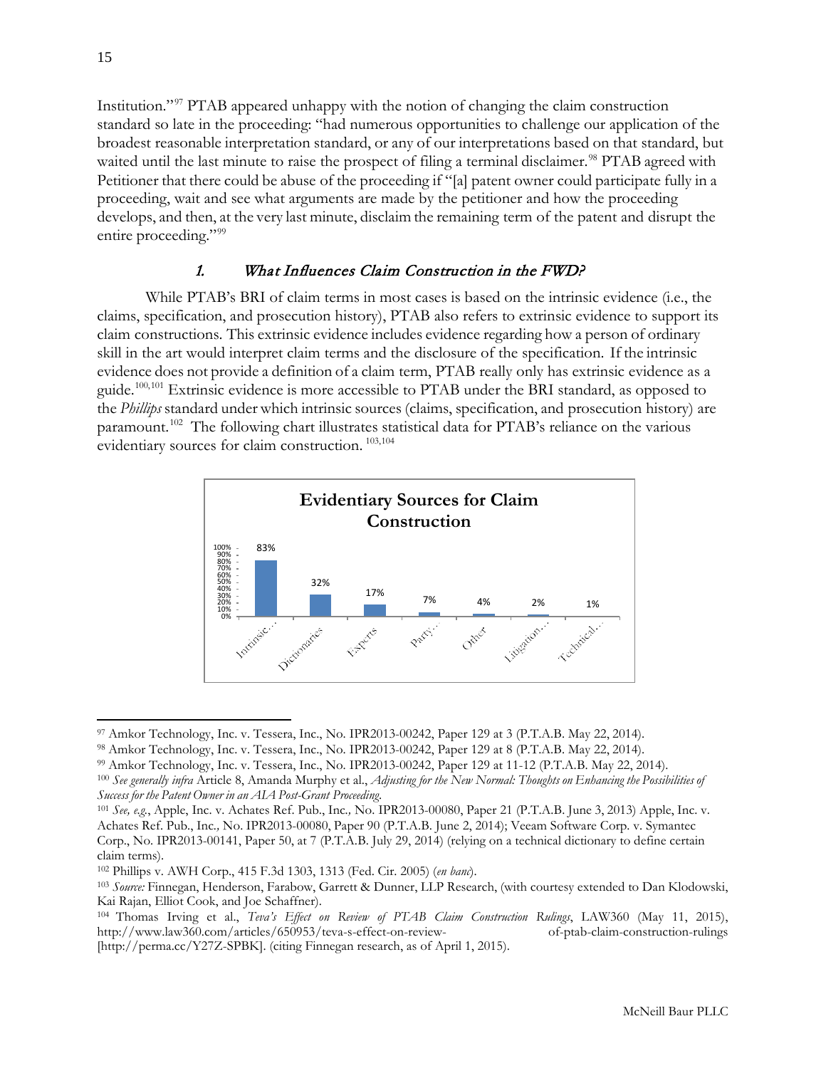Institution."[97] PTAB appeared unhappy with the notion of changing the claim construction standard so late in the proceeding: "had numerous opportunities to challenge our application of the broadest reasonable interpretation standard, or any of our interpretations based on that standard, but waited until the last minute to raise the prospect of filing a terminal disclaimer.[98] PTAB agreed with Petitioner that there could be abuse of the proceeding if "[a] patent owner could participate fully in a proceeding, wait and see what arguments are made by the petitioner and how the proceeding develops, and then, at the very last minute, disclaim the remaining term of the patent and disrupt the entire proceeding."[99]

### 1. *What Influences Claim Construction in the FWD?*

While PTAB's BRI of claim terms in most cases is based on the intrinsic evidence (i.e., the claims, specification, and prosecution history), PTAB also refers to extrinsic evidence to support its claim constructions. This extrinsic evidence includes evidence regarding how a person of ordinary skill in the art would interpret claim terms and the disclosure of the specification. If the intrinsic evidence does not provide a definition of a claim term, PTAB really only has extrinsic evidence as a guide.[100,101] Extrinsic evidence is more accessible to PTAB under the BRI standard, as opposed to the *Phillips* standard under which intrinsic sources (claims, specification, and prosecution history) are paramount.[102] The following chart illustrates statistical data for PTAB's reliance on the various evidentiary sources for claim construction.[103,104]

**Evidentiary Sources for Claim Construction**

| Intrinsic... | Dictionaries | Experts | Party... | Other | Litigation... | Technical... |
|---|---|---|---|---|---|---|
| 83% | 32% | 17% | 7% | 4% | 2% | 1% |

---

[97] Amkor Technology, Inc. v. Tessera, Inc., No. IPR2013-00242, Paper 129 at 3 (P.T.A.B. May 22, 2014).

[98] Amkor Technology, Inc. v. Tessera, Inc., No. IPR2013-00242, Paper 129 at 8 (P.T.A.B. May 22, 2014).

[99] Amkor Technology, Inc. v. Tessera, Inc., No. IPR2013-00242, Paper 129 at 11-12 (P.T.A.B. May 22, 2014).

[100] *See generally infra* Article 8, Amanda Murphy et al., *Adjusting for the New Normal: Thoughts on Enhancing the Possibilities of Success for the Patent Owner in an AIA Post-Grant Proceeding.*

[101] *See, e.g.*, Apple, Inc. v. Achates Ref. Pub., Inc., No. IPR2013-00080, Paper 21 (P.T.A.B. June 3, 2013) Apple, Inc. v. Achates Ref. Pub., Inc., No. IPR2013-00080, Paper 90 (P.T.A.B. June 2, 2014); Veeam Software Corp. v. Symantec Corp., No. IPR2013-00141, Paper 50, at 7 (P.T.A.B. July 29, 2014) (relying on a technical dictionary to define certain claim terms).

[102] Phillips v. AWH Corp., 415 F.3d 1303, 1313 (Fed. Cir. 2005) (*en banc*).

[103] *Source:* Finnegan, Henderson, Farabow, Garrett & Dunner, LLP Research, (with courtesy extended to Dan Klodowski, Kai Rajan, Elliot Cook, and Joe Schaffner).

[104] Thomas Irving et al., *Teva's Effect on Review of PTAB Claim Construction Rulings*, LAW360 (May 11, 2015), http://www.law360.com/articles/650953/teva-s-effect-on-review- of-ptab-claim-construction-rulings [http://perma.cc/Y27Z-SPBK]. (citing Finnegan research, as of April 1, 2015).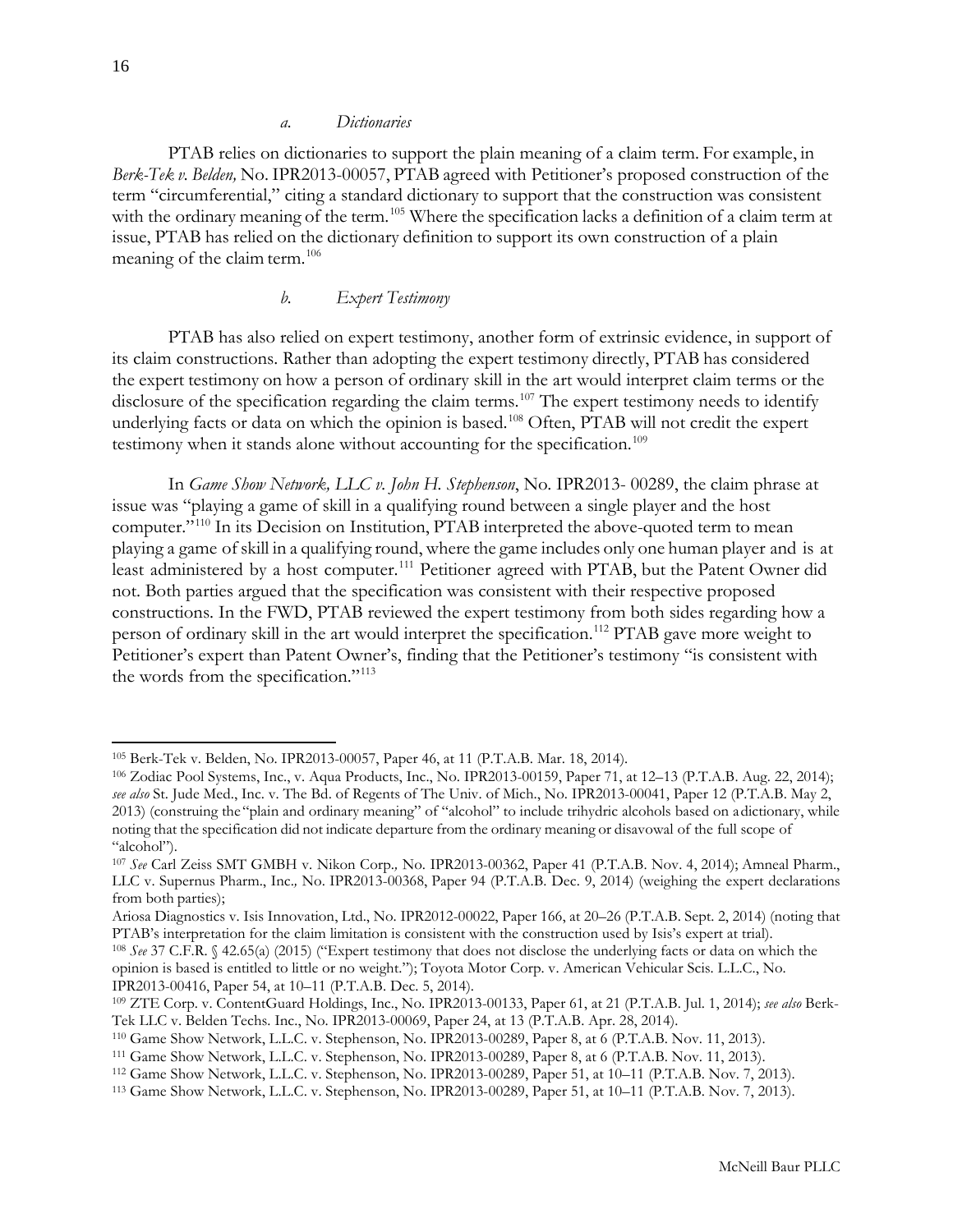#### *a. Dictionaries*

PTAB relies on dictionaries to support the plain meaning of a claim term. For example, in *Berk-Tek v. Belden,* No. IPR2013-00057, PTAB agreed with Petitioner's proposed construction of the term "circumferential," citing a standard dictionary to support that the construction was consistent with the ordinary meaning of the term.[105] Where the specification lacks a definition of a claim term at issue, PTAB has relied on the dictionary definition to support its own construction of a plain meaning of the claim term.[106]

#### *b. Expert Testimony*

PTAB has also relied on expert testimony, another form of extrinsic evidence, in support of its claim constructions. Rather than adopting the expert testimony directly, PTAB has considered the expert testimony on how a person of ordinary skill in the art would interpret claim terms or the disclosure of the specification regarding the claim terms.[107] The expert testimony needs to identify underlying facts or data on which the opinion is based.[108] Often, PTAB will not credit the expert testimony when it stands alone without accounting for the specification.[109]

In *Game Show Network, LLC v. John H. Stephenson*, No. IPR2013- 00289, the claim phrase at issue was "playing a game of skill in a qualifying round between a single player and the host computer."[110] In its Decision on Institution, PTAB interpreted the above-quoted term to mean playing a game of skill in a qualifying round, where the game includes only one human player and is at least administered by a host computer.[111] Petitioner agreed with PTAB, but the Patent Owner did not. Both parties argued that the specification was consistent with their respective proposed constructions. In the FWD, PTAB reviewed the expert testimony from both sides regarding how a person of ordinary skill in the art would interpret the specification.[112] PTAB gave more weight to Petitioner's expert than Patent Owner's, finding that the Petitioner's testimony "is consistent with the words from the specification."[113]

---

[105] Berk-Tek v. Belden, No. IPR2013-00057, Paper 46, at 11 (P.T.A.B. Mar. 18, 2014).

[106] Zodiac Pool Systems, Inc., v. Aqua Products, Inc., No. IPR2013-00159, Paper 71, at 12–13 (P.T.A.B. Aug. 22, 2014); *see also* St. Jude Med., Inc. v. The Bd. of Regents of The Univ. of Mich., No. IPR2013-00041, Paper 12 (P.T.A.B. May 2, 2013) (construing the "plain and ordinary meaning" of "alcohol" to include trihydric alcohols based on a dictionary, while noting that the specification did not indicate departure from the ordinary meaning or disavowal of the full scope of "alcohol").

[107] *See* Carl Zeiss SMT GMBH v. Nikon Corp., No. IPR2013-00362, Paper 41 (P.T.A.B. Nov. 4, 2014); Amneal Pharm., LLC v. Supernus Pharm., Inc., No. IPR2013-00368, Paper 94 (P.T.A.B. Dec. 9, 2014) (weighing the expert declarations from both parties);

Ariosa Diagnostics v. Isis Innovation, Ltd., No. IPR2012-00022, Paper 166, at 20–26 (P.T.A.B. Sept. 2, 2014) (noting that PTAB's interpretation for the claim limitation is consistent with the construction used by Isis's expert at trial).

[108] *See* 37 C.F.R. § 42.65(a) (2015) ("Expert testimony that does not disclose the underlying facts or data on which the opinion is based is entitled to little or no weight."); Toyota Motor Corp. v. American Vehicular Scis. L.L.C., No. IPR2013-00416, Paper 54, at 10–11 (P.T.A.B. Dec. 5, 2014).

[109] ZTE Corp. v. ContentGuard Holdings, Inc., No. IPR2013-00133, Paper 61, at 21 (P.T.A.B. Jul. 1, 2014); *see also* Berk-Tek LLC v. Belden Techs. Inc., No. IPR2013-00069, Paper 24, at 13 (P.T.A.B. Apr. 28, 2014).

[110] Game Show Network, L.L.C. v. Stephenson, No. IPR2013-00289, Paper 8, at 6 (P.T.A.B. Nov. 11, 2013).

[111] Game Show Network, L.L.C. v. Stephenson, No. IPR2013-00289, Paper 8, at 6 (P.T.A.B. Nov. 11, 2013).

[112] Game Show Network, L.L.C. v. Stephenson, No. IPR2013-00289, Paper 51, at 10–11 (P.T.A.B. Nov. 7, 2013).

[113] Game Show Network, L.L.C. v. Stephenson, No. IPR2013-00289, Paper 51, at 10–11 (P.T.A.B. Nov. 7, 2013).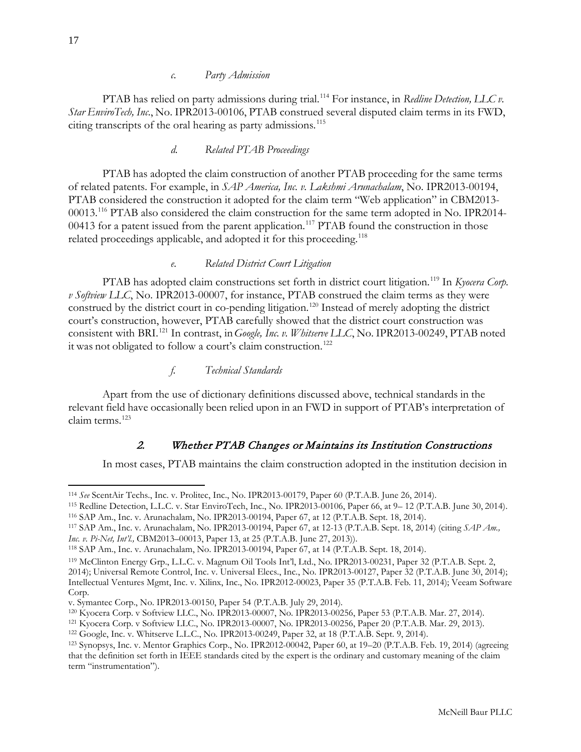#### *c. Party Admission*

PTAB has relied on party admissions during trial.[114] For instance, in *Redline Detection, LLC v. Star EnviroTech, Inc.*, No. IPR2013-00106, PTAB construed several disputed claim terms in its FWD, citing transcripts of the oral hearing as party admissions.[115]

#### *d. Related PTAB Proceedings*

PTAB has adopted the claim construction of another PTAB proceeding for the same terms of related patents. For example, in *SAP America, Inc. v. Lakshmi Arunachalam*, No. IPR2013-00194, PTAB considered the construction it adopted for the claim term "Web application" in CBM2013-00013.[116] PTAB also considered the claim construction for the same term adopted in No. IPR2014-00413 for a patent issued from the parent application.[117] PTAB found the construction in those related proceedings applicable, and adopted it for this proceeding.[118]

#### *e. Related District Court Litigation*

PTAB has adopted claim constructions set forth in district court litigation.[119] In *Kyocera Corp. v Softview LLC*, No. IPR2013-00007, for instance, PTAB construed the claim terms as they were construed by the district court in co-pending litigation.[120] Instead of merely adopting the district court's construction, however, PTAB carefully showed that the district court construction was consistent with BRI.[121] In contrast, in *Google, Inc. v. Whitserve LLC*, No. IPR2013-00249, PTAB noted it was not obligated to follow a court's claim construction.[122]

#### *f. Technical Standards*

Apart from the use of dictionary definitions discussed above, technical standards in the relevant field have occasionally been relied upon in an FWD in support of PTAB's interpretation of claim terms.[123]

### *2. Whether PTAB Changes or Maintains its Institution Constructions*

In most cases, PTAB maintains the claim construction adopted in the institution decision in

---

[114] *See* ScentAir Techs., Inc. v. Prolitec, Inc., No. IPR2013-00179, Paper 60 (P.T.A.B. June 26, 2014).

[115] Redline Detection, L.L.C. v. Star EnviroTech, Inc., No. IPR2013-00106, Paper 66, at 9– 12 (P.T.A.B. June 30, 2014).

[116] SAP Am., Inc. v. Arunachalam, No. IPR2013-00194, Paper 67, at 12 (P.T.A.B. Sept. 18, 2014).

[117] SAP Am., Inc. v. Arunachalam, No. IPR2013-00194, Paper 67, at 12-13 (P.T.A.B. Sept. 18, 2014) (citing *SAP Am., Inc. v. Pi-Net, Int'l.,* CBM2013–00013, Paper 13, at 25 (P.T.A.B. June 27, 2013)).

[118] SAP Am., Inc. v. Arunachalam, No. IPR2013-00194, Paper 67, at 14 (P.T.A.B. Sept. 18, 2014).

[119] McClinton Energy Grp., L.L.C. v. Magnum Oil Tools Int'l, Ltd., No. IPR2013-00231, Paper 32 (P.T.A.B. Sept. 2, 2014); Universal Remote Control, Inc. v. Universal Elecs., Inc., No. IPR2013-00127, Paper 32 (P.T.A.B. June 30, 2014); Intellectual Ventures Mgmt, Inc. v. Xilinx, Inc., No. IPR2012-00023, Paper 35 (P.T.A.B. Feb. 11, 2014); Veeam Software Corp.
v. Symantec Corp., No. IPR2013-00150, Paper 54 (P.T.A.B. July 29, 2014).

[120] Kyocera Corp. v Softview LLC., No. IPR2013-00007, No. IPR2013-00256, Paper 53 (P.T.A.B. Mar. 27, 2014).

[121] Kyocera Corp. v Softview LLC., No. IPR2013-00007, No. IPR2013-00256, Paper 20 (P.T.A.B. Mar. 29, 2013).

[122] Google, Inc. v. Whitserve L.L.C., No. IPR2013-00249, Paper 32, at 18 (P.T.A.B. Sept. 9, 2014).

[123] Synopsys, Inc. v. Mentor Graphics Corp., No. IPR2012-00042, Paper 60, at 19–20 (P.T.A.B. Feb. 19, 2014) (agreeing that the definition set forth in IEEE standards cited by the expert is the ordinary and customary meaning of the claim term "instrumentation").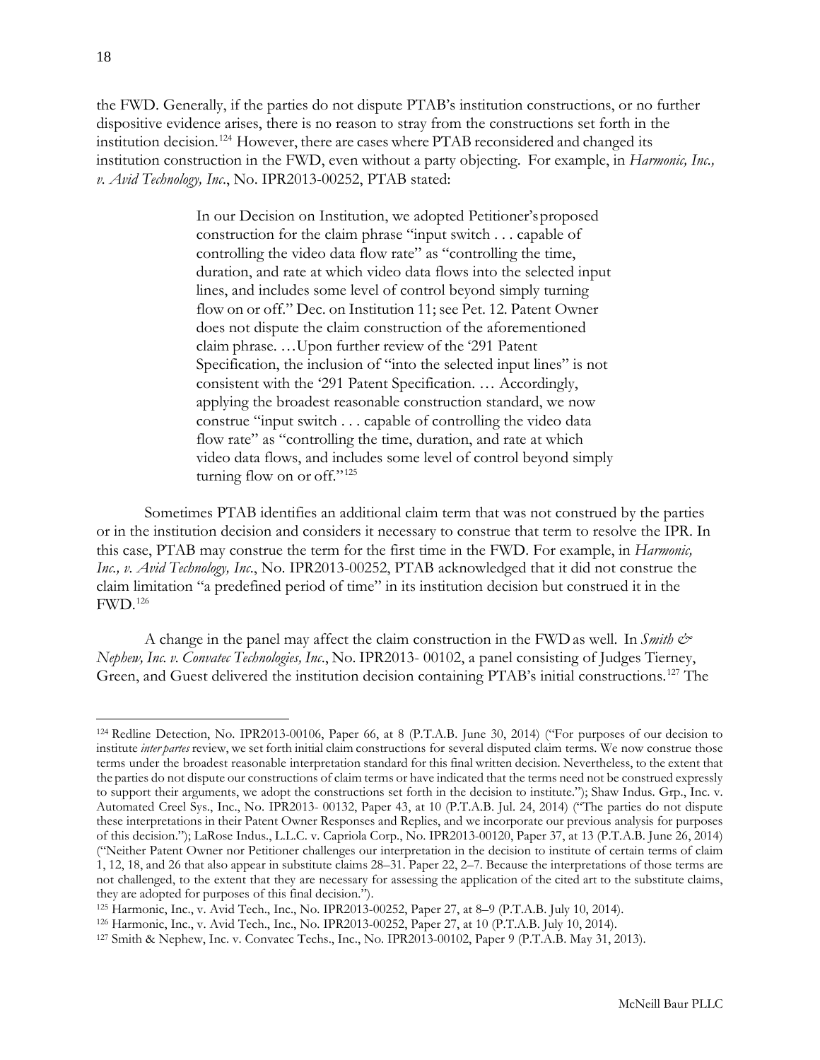the FWD. Generally, if the parties do not dispute PTAB's institution constructions, or no further dispositive evidence arises, there is no reason to stray from the constructions set forth in the institution decision.[124] However, there are cases where PTAB reconsidered and changed its institution construction in the FWD, even without a party objecting. For example, in *Harmonic, Inc., v. Avid Technology, Inc.*, No. IPR2013-00252, PTAB stated:

> In our Decision on Institution, we adopted Petitioner's proposed construction for the claim phrase "input switch . . . capable of controlling the video data flow rate" as "controlling the time, duration, and rate at which video data flows into the selected input lines, and includes some level of control beyond simply turning flow on or off." Dec. on Institution 11; see Pet. 12. Patent Owner does not dispute the claim construction of the aforementioned claim phrase. …Upon further review of the '291 Patent Specification, the inclusion of "into the selected input lines" is not consistent with the '291 Patent Specification. … Accordingly, applying the broadest reasonable construction standard, we now construe "input switch . . . capable of controlling the video data flow rate" as "controlling the time, duration, and rate at which video data flows, and includes some level of control beyond simply turning flow on or off."[125]

Sometimes PTAB identifies an additional claim term that was not construed by the parties or in the institution decision and considers it necessary to construe that term to resolve the IPR. In this case, PTAB may construe the term for the first time in the FWD. For example, in *Harmonic, Inc., v. Avid Technology, Inc.*, No. IPR2013-00252, PTAB acknowledged that it did not construe the claim limitation "a predefined period of time" in its institution decision but construed it in the FWD.[126]

A change in the panel may affect the claim construction in the FWD as well. In *Smith & Nephew, Inc. v. Convatec Technologies, Inc.*, No. IPR2013- 00102, a panel consisting of Judges Tierney, Green, and Guest delivered the institution decision containing PTAB's initial constructions.[127] The

---

[124] Redline Detection, No. IPR2013-00106, Paper 66, at 8 (P.T.A.B. June 30, 2014) ("For purposes of our decision to institute *inter partes* review, we set forth initial claim constructions for several disputed claim terms. We now construe those terms under the broadest reasonable interpretation standard for this final written decision. Nevertheless, to the extent that the parties do not dispute our constructions of claim terms or have indicated that the terms need not be construed expressly to support their arguments, we adopt the constructions set forth in the decision to institute."); Shaw Indus. Grp., Inc. v. Automated Creel Sys., Inc., No. IPR2013- 00132, Paper 43, at 10 (P.T.A.B. Jul. 24, 2014) ("The parties do not dispute these interpretations in their Patent Owner Responses and Replies, and we incorporate our previous analysis for purposes of this decision."); LaRose Indus., L.L.C. v. Capriola Corp., No. IPR2013-00120, Paper 37, at 13 (P.T.A.B. June 26, 2014) ("Neither Patent Owner nor Petitioner challenges our interpretation in the decision to institute of certain terms of claim 1, 12, 18, and 26 that also appear in substitute claims 28–31. Paper 22, 2–7. Because the interpretations of those terms are not challenged, to the extent that they are necessary for assessing the application of the cited art to the substitute claims, they are adopted for purposes of this final decision.").

[125] Harmonic, Inc., v. Avid Tech., Inc., No. IPR2013-00252, Paper 27, at 8–9 (P.T.A.B. July 10, 2014).

[126] Harmonic, Inc., v. Avid Tech., Inc., No. IPR2013-00252, Paper 27, at 10 (P.T.A.B. July 10, 2014).

[127] Smith & Nephew, Inc. v. Convatec Techs., Inc., No. IPR2013-00102, Paper 9 (P.T.A.B. May 31, 2013).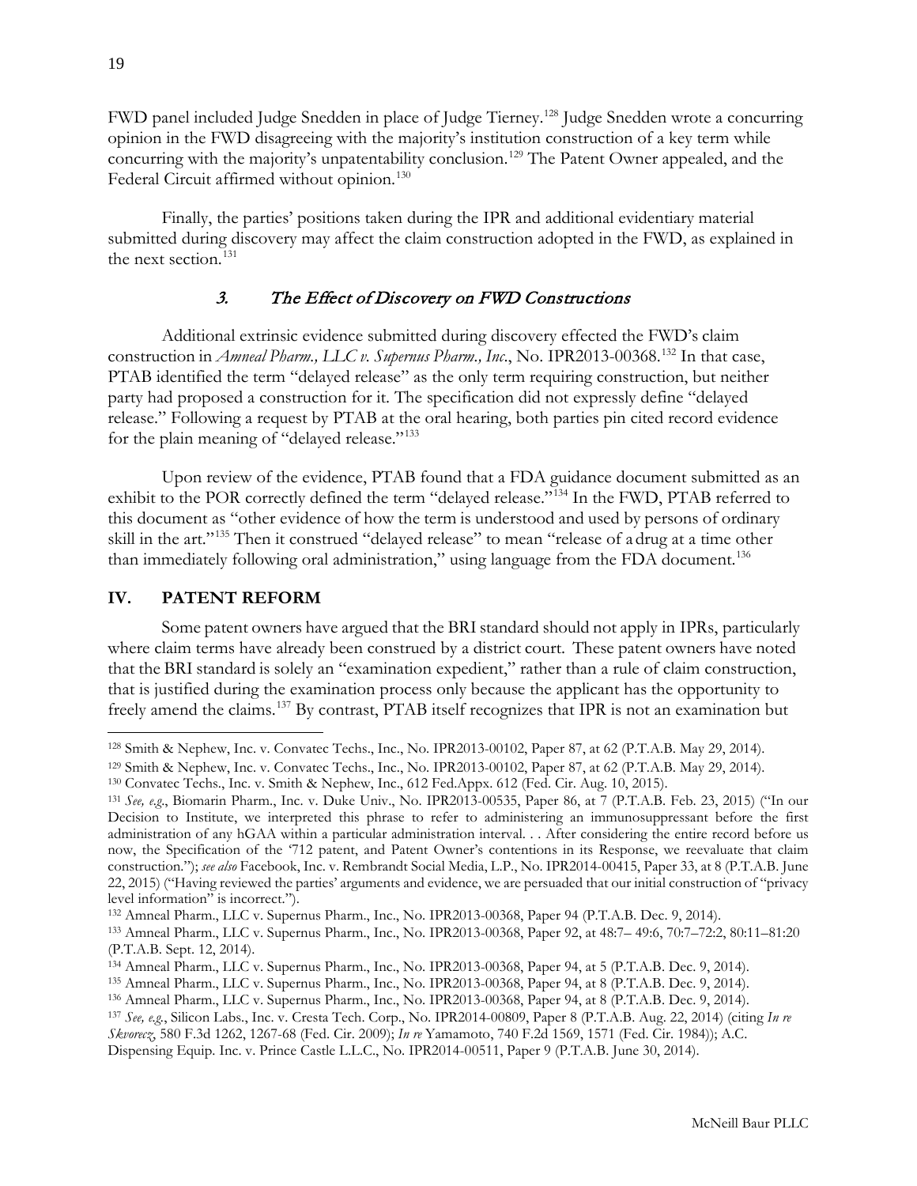FWD panel included Judge Snedden in place of Judge Tierney.[128] Judge Snedden wrote a concurring opinion in the FWD disagreeing with the majority's institution construction of a key term while concurring with the majority's unpatentability conclusion.[129] The Patent Owner appealed, and the Federal Circuit affirmed without opinion.[130]

Finally, the parties' positions taken during the IPR and additional evidentiary material submitted during discovery may affect the claim construction adopted in the FWD, as explained in the next section.[131]

### 3. *The Effect of Discovery on FWD Constructions*

Additional extrinsic evidence submitted during discovery effected the FWD's claim construction in *Amneal Pharm., LLC v. Supernus Pharm., Inc.*, No. IPR2013-00368.[132] In that case, PTAB identified the term "delayed release" as the only term requiring construction, but neither party had proposed a construction for it. The specification did not expressly define "delayed release." Following a request by PTAB at the oral hearing, both parties pin cited record evidence for the plain meaning of "delayed release."[133]

Upon review of the evidence, PTAB found that a FDA guidance document submitted as an exhibit to the POR correctly defined the term "delayed release."[134] In the FWD, PTAB referred to this document as "other evidence of how the term is understood and used by persons of ordinary skill in the art."[135] Then it construed "delayed release" to mean "release of a drug at a time other than immediately following oral administration," using language from the FDA document.[136]

## IV. PATENT REFORM

Some patent owners have argued that the BRI standard should not apply in IPRs, particularly where claim terms have already been construed by a district court. These patent owners have noted that the BRI standard is solely an "examination expedient," rather than a rule of claim construction, that is justified during the examination process only because the applicant has the opportunity to freely amend the claims.[137] By contrast, PTAB itself recognizes that IPR is not an examination but

---

[128] Smith & Nephew, Inc. v. Convatec Techs., Inc., No. IPR2013-00102, Paper 87, at 62 (P.T.A.B. May 29, 2014).

[129] Smith & Nephew, Inc. v. Convatec Techs., Inc., No. IPR2013-00102, Paper 87, at 62 (P.T.A.B. May 29, 2014).

[130] Convatec Techs., Inc. v. Smith & Nephew, Inc., 612 Fed.Appx. 612 (Fed. Cir. Aug. 10, 2015).

[131] *See, e.g.*, Biomarin Pharm., Inc. v. Duke Univ., No. IPR2013-00535, Paper 86, at 7 (P.T.A.B. Feb. 23, 2015) ("In our Decision to Institute, we interpreted this phrase to refer to administering an immunosuppressant before the first administration of any hGAA within a particular administration interval. . . After considering the entire record before us now, the Specification of the '712 patent, and Patent Owner's contentions in its Response, we reevaluate that claim construction."); *see also* Facebook, Inc. v. Rembrandt Social Media, L.P., No. IPR2014-00415, Paper 33, at 8 (P.T.A.B. June 22, 2015) ("Having reviewed the parties' arguments and evidence, we are persuaded that our initial construction of "privacy level information" is incorrect.").

[132] Amneal Pharm., LLC v. Supernus Pharm., Inc., No. IPR2013-00368, Paper 94 (P.T.A.B. Dec. 9, 2014).

[133] Amneal Pharm., LLC v. Supernus Pharm., Inc., No. IPR2013-00368, Paper 92, at 48:7– 49:6, 70:7–72:2, 80:11–81:20 (P.T.A.B. Sept. 12, 2014).

[134] Amneal Pharm., LLC v. Supernus Pharm., Inc., No. IPR2013-00368, Paper 94, at 5 (P.T.A.B. Dec. 9, 2014).

[135] Amneal Pharm., LLC v. Supernus Pharm., Inc., No. IPR2013-00368, Paper 94, at 8 (P.T.A.B. Dec. 9, 2014).

[136] Amneal Pharm., LLC v. Supernus Pharm., Inc., No. IPR2013-00368, Paper 94, at 8 (P.T.A.B. Dec. 9, 2014).

[137] *See, e.g.*, Silicon Labs., Inc. v. Cresta Tech. Corp., No. IPR2014-00809, Paper 8 (P.T.A.B. Aug. 22, 2014) (citing *In re Skvorecz*, 580 F.3d 1262, 1267-68 (Fed. Cir. 2009); *In re* Yamamoto, 740 F.2d 1569, 1571 (Fed. Cir. 1984)); A.C. Dispensing Equip. Inc. v. Prince Castle L.L.C., No. IPR2014-00511, Paper 9 (P.T.A.B. June 30, 2014).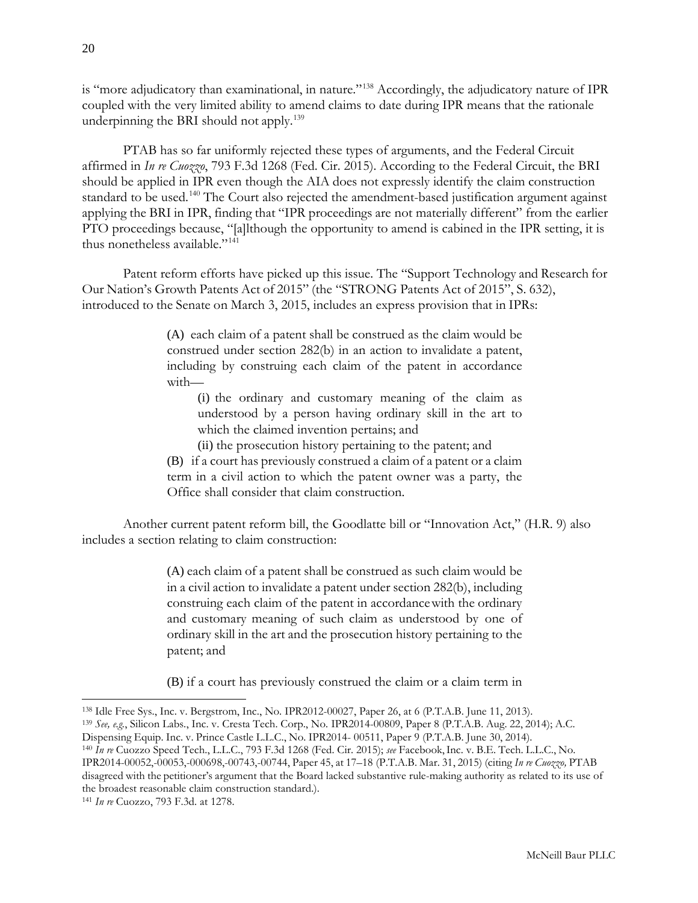is "more adjudicatory than examinational, in nature."[138] Accordingly, the adjudicatory nature of IPR coupled with the very limited ability to amend claims to date during IPR means that the rationale underpinning the BRI should not apply.[139]

PTAB has so far uniformly rejected these types of arguments, and the Federal Circuit affirmed in *In re Cuozzo*, 793 F.3d 1268 (Fed. Cir. 2015). According to the Federal Circuit, the BRI should be applied in IPR even though the AIA does not expressly identify the claim construction standard to be used.[140] The Court also rejected the amendment-based justification argument against applying the BRI in IPR, finding that "IPR proceedings are not materially different" from the earlier PTO proceedings because, "[a]lthough the opportunity to amend is cabined in the IPR setting, it is thus nonetheless available."[141]

Patent reform efforts have picked up this issue. The "Support Technology and Research for Our Nation's Growth Patents Act of 2015" (the "STRONG Patents Act of 2015", S. 632), introduced to the Senate on March 3, 2015, includes an express provision that in IPRs:

> (A) each claim of a patent shall be construed as the claim would be construed under section 282(b) in an action to invalidate a patent, including by construing each claim of the patent in accordance with—
>
> (i) the ordinary and customary meaning of the claim as understood by a person having ordinary skill in the art to which the claimed invention pertains; and
>
> (ii) the prosecution history pertaining to the patent; and
>
> (B) if a court has previously construed a claim of a patent or a claim term in a civil action to which the patent owner was a party, the Office shall consider that claim construction.

Another current patent reform bill, the Goodlatte bill or "Innovation Act," (H.R. 9) also includes a section relating to claim construction:

> (A) each claim of a patent shall be construed as such claim would be in a civil action to invalidate a patent under section 282(b), including construing each claim of the patent in accordance with the ordinary and customary meaning of such claim as understood by one of ordinary skill in the art and the prosecution history pertaining to the patent; and
>
> (B) if a court has previously construed the claim or a claim term in

---

[138] Idle Free Sys., Inc. v. Bergstrom, Inc., No. IPR2012-00027, Paper 26, at 6 (P.T.A.B. June 11, 2013).

[139] *See, e.g.*, Silicon Labs., Inc. v. Cresta Tech. Corp., No. IPR2014-00809, Paper 8 (P.T.A.B. Aug. 22, 2014); A.C. Dispensing Equip. Inc. v. Prince Castle L.L.C., No. IPR2014- 00511, Paper 9 (P.T.A.B. June 30, 2014).

[140] *In re* Cuozzo Speed Tech., L.L.C., 793 F.3d 1268 (Fed. Cir. 2015); *see* Facebook, Inc. v. B.E. Tech. L.L.C., No. IPR2014-00052,-00053,-000698,-00743,-00744, Paper 45, at 17–18 (P.T.A.B. Mar. 31, 2015) (citing *In re Cuozzo,* PTAB disagreed with the petitioner's argument that the Board lacked substantive rule-making authority as related to its use of the broadest reasonable claim construction standard.).

[141] *In re* Cuozzo, 793 F.3d. at 1278.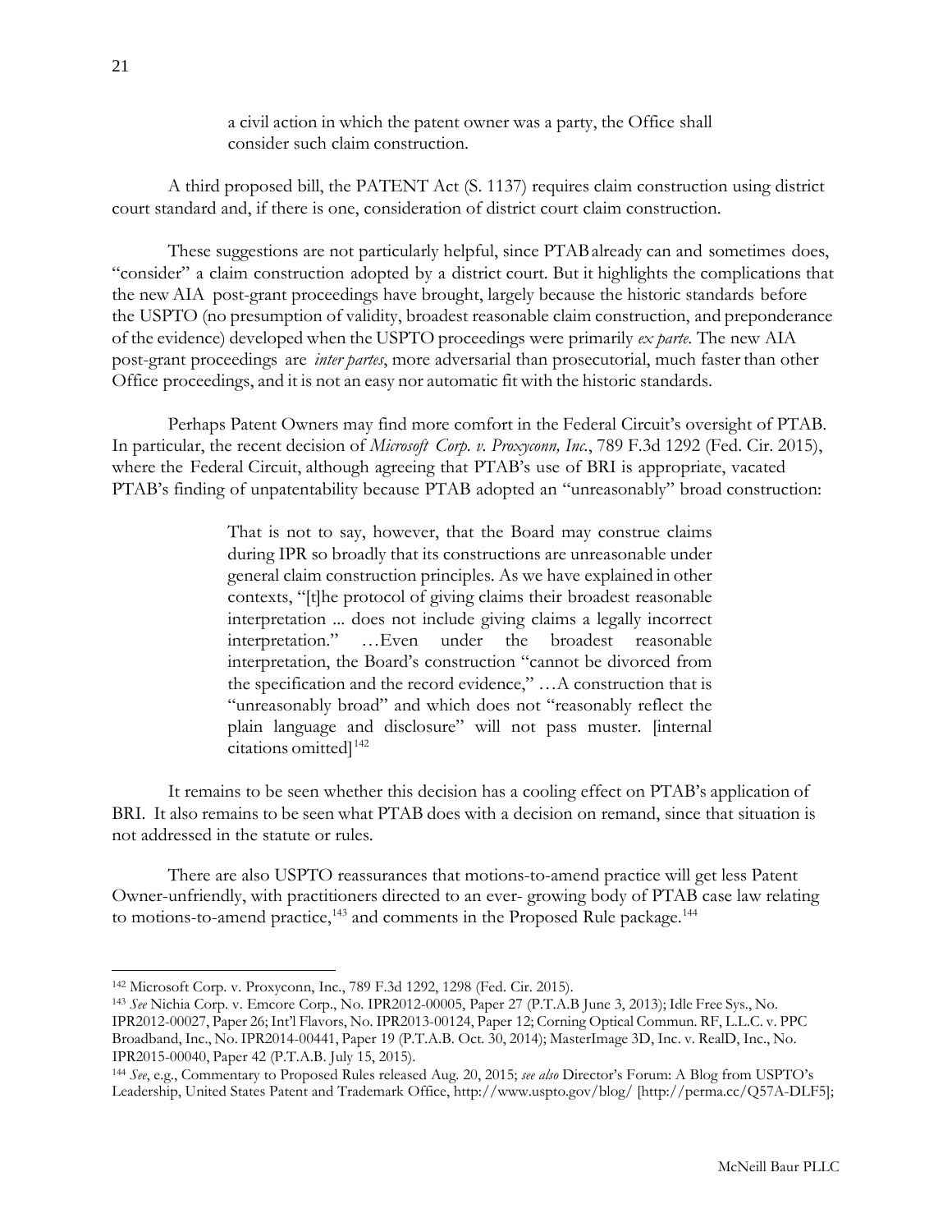> a civil action in which the patent owner was a party, the Office shall consider such claim construction.

A third proposed bill, the PATENT Act (S. 1137) requires claim construction using district court standard and, if there is one, consideration of district court claim construction.

These suggestions are not particularly helpful, since PTAB already can and sometimes does, "consider" a claim construction adopted by a district court. But it highlights the complications that the new AIA post-grant proceedings have brought, largely because the historic standards before the USPTO (no presumption of validity, broadest reasonable claim construction, and preponderance of the evidence) developed when the USPTO proceedings were primarily *ex parte*. The new AIA post-grant proceedings are *inter partes*, more adversarial than prosecutorial, much faster than other Office proceedings, and it is not an easy nor automatic fit with the historic standards.

Perhaps Patent Owners may find more comfort in the Federal Circuit's oversight of PTAB. In particular, the recent decision of *Microsoft Corp. v. Proxyconn, Inc.*, 789 F.3d 1292 (Fed. Cir. 2015), where the Federal Circuit, although agreeing that PTAB's use of BRI is appropriate, vacated PTAB's finding of unpatentability because PTAB adopted an "unreasonably" broad construction:

> That is not to say, however, that the Board may construe claims during IPR so broadly that its constructions are unreasonable under general claim construction principles. As we have explained in other contexts, "[t]he protocol of giving claims their broadest reasonable interpretation ... does not include giving claims a legally incorrect interpretation." …Even under the broadest reasonable interpretation, the Board's construction "cannot be divorced from the specification and the record evidence," …A construction that is "unreasonably broad" and which does not "reasonably reflect the plain language and disclosure" will not pass muster. [internal citations omitted][142]

It remains to be seen whether this decision has a cooling effect on PTAB's application of BRI. It also remains to be seen what PTAB does with a decision on remand, since that situation is not addressed in the statute or rules.

There are also USPTO reassurances that motions-to-amend practice will get less Patent Owner-unfriendly, with practitioners directed to an ever- growing body of PTAB case law relating to motions-to-amend practice,[143] and comments in the Proposed Rule package.[144]

---

[142] Microsoft Corp. v. Proxyconn, Inc., 789 F.3d 1292, 1298 (Fed. Cir. 2015).

[143] *See* Nichia Corp. v. Emcore Corp., No. IPR2012-00005, Paper 27 (P.T.A.B June 3, 2013); Idle Free Sys., No. IPR2012-00027, Paper 26; Int'l Flavors, No. IPR2013-00124, Paper 12; Corning Optical Commun. RF, L.L.C. v. PPC Broadband, Inc., No. IPR2014-00441, Paper 19 (P.T.A.B. Oct. 30, 2014); MasterImage 3D, Inc. v. RealD, Inc., No. IPR2015-00040, Paper 42 (P.T.A.B. July 15, 2015).

[144] *See*, e.g., Commentary to Proposed Rules released Aug. 20, 2015; *see also* Director's Forum: A Blog from USPTO's Leadership, United States Patent and Trademark Office, http://www.uspto.gov/blog/ [http://perma.cc/Q57A-DLF5];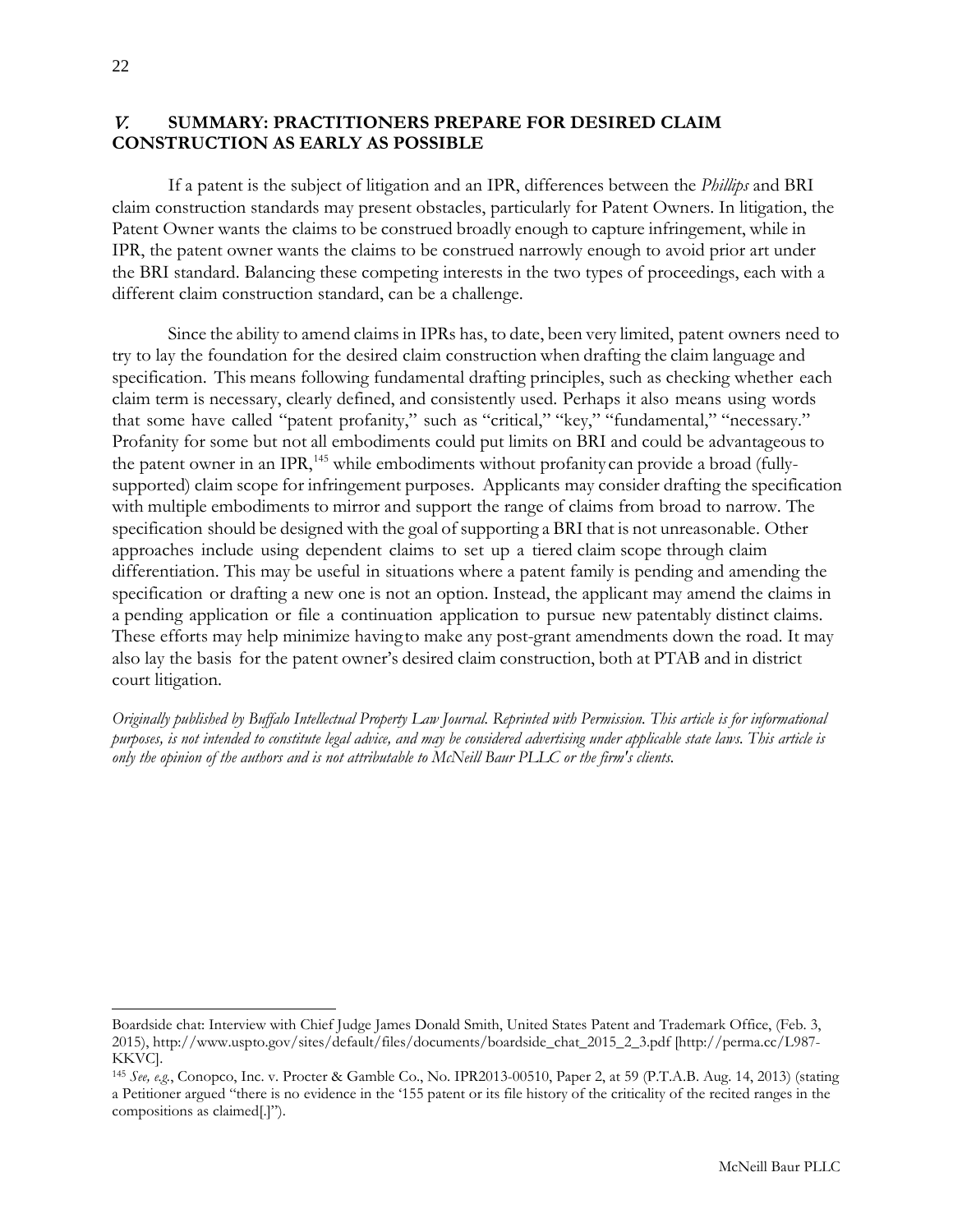## V. SUMMARY: PRACTITIONERS PREPARE FOR DESIRED CLAIM CONSTRUCTION AS EARLY AS POSSIBLE

If a patent is the subject of litigation and an IPR, differences between the *Phillips* and BRI claim construction standards may present obstacles, particularly for Patent Owners. In litigation, the Patent Owner wants the claims to be construed broadly enough to capture infringement, while in IPR, the patent owner wants the claims to be construed narrowly enough to avoid prior art under the BRI standard. Balancing these competing interests in the two types of proceedings, each with a different claim construction standard, can be a challenge.

Since the ability to amend claims in IPRs has, to date, been very limited, patent owners need to try to lay the foundation for the desired claim construction when drafting the claim language and specification. This means following fundamental drafting principles, such as checking whether each claim term is necessary, clearly defined, and consistently used. Perhaps it also means using words that some have called "patent profanity," such as "critical," "key," "fundamental," "necessary." Profanity for some but not all embodiments could put limits on BRI and could be advantageous to the patent owner in an IPR,[145] while embodiments without profanity can provide a broad (fully-supported) claim scope for infringement purposes. Applicants may consider drafting the specification with multiple embodiments to mirror and support the range of claims from broad to narrow. The specification should be designed with the goal of supporting a BRI that is not unreasonable. Other approaches include using dependent claims to set up a tiered claim scope through claim differentiation. This may be useful in situations where a patent family is pending and amending the specification or drafting a new one is not an option. Instead, the applicant may amend the claims in a pending application or file a continuation application to pursue new patentably distinct claims. These efforts may help minimize having to make any post-grant amendments down the road. It may also lay the basis for the patent owner's desired claim construction, both at PTAB and in district court litigation.

*Originally published by Buffalo Intellectual Property Law Journal. Reprinted with Permission. This article is for informational purposes, is not intended to constitute legal advice, and may be considered advertising under applicable state laws. This article is only the opinion of the authors and is not attributable to McNeill Baur PLLC or the firm's clients.*

---

Boardside chat: Interview with Chief Judge James Donald Smith, United States Patent and Trademark Office, (Feb. 3, 2015), http://www.uspto.gov/sites/default/files/documents/boardside_chat_2015_2_3.pdf [http://perma.cc/L987-KKVC].

[145] *See, e.g.*, Conopco, Inc. v. Procter & Gamble Co., No. IPR2013-00510, Paper 2, at 59 (P.T.A.B. Aug. 14, 2013) (stating a Petitioner argued "there is no evidence in the '155 patent or its file history of the criticality of the recited ranges in the compositions as claimed[.]").